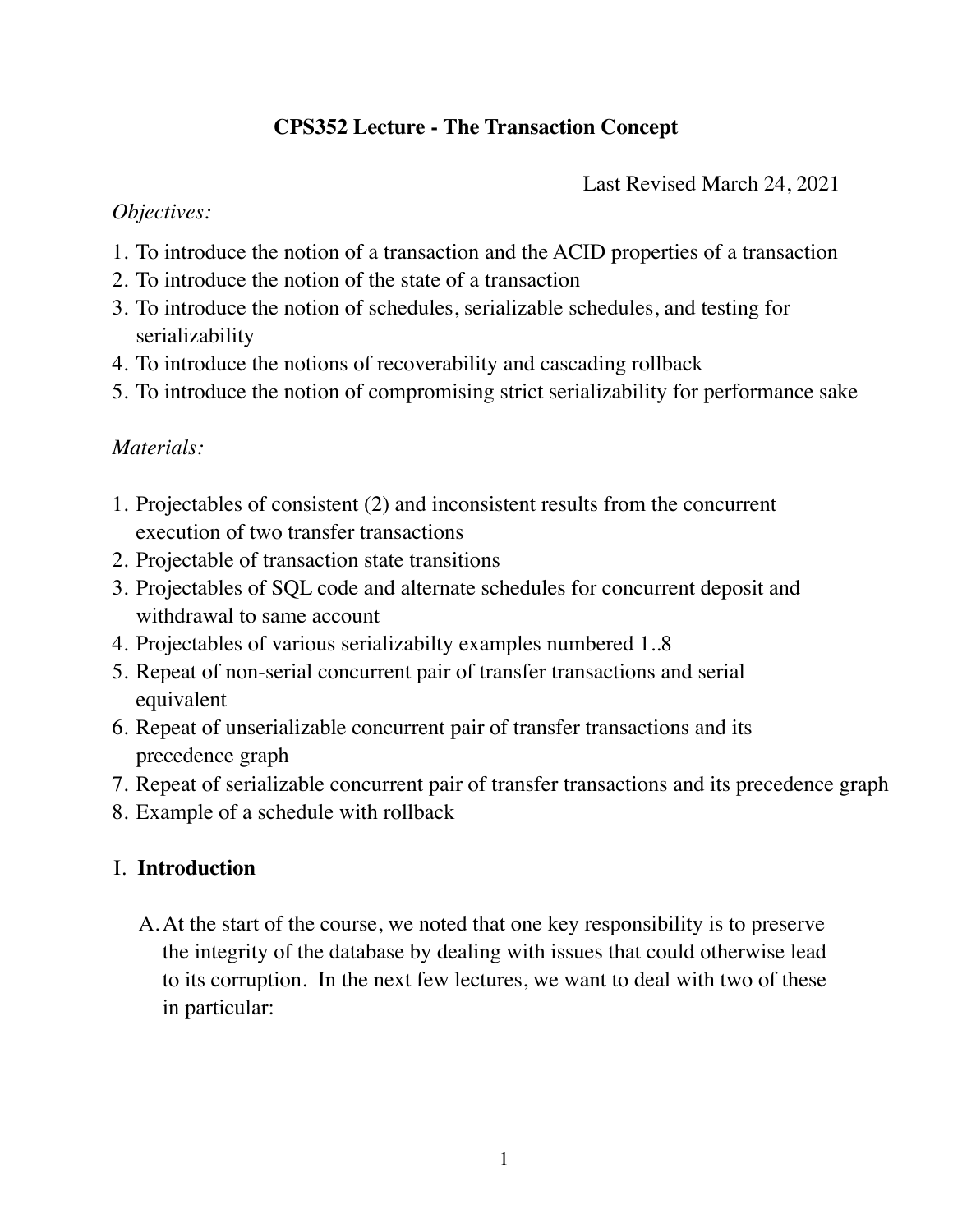# CPS352 Lecture - The Transaction Concept

Last Revised March 24, 2021

*Objectives:*

1. To introduce the notion of a transaction and the ACID properties of a transaction
2. To introduce the notion of the state of a transaction
3. To introduce the notion of schedules, serializable schedules, and testing for serializability
4. To introduce the notions of recoverability and cascading rollback
5. To introduce the notion of compromising strict serializability for performance sake

*Materials:*

1. Projectables of consistent (2) and inconsistent results from the concurrent execution of two transfer transactions
2. Projectable of transaction state transitions
3. Projectables of SQL code and alternate schedules for concurrent deposit and withdrawal to same account
4. Projectables of various serializabilty examples numbered 1..8
5. Repeat of non-serial concurrent pair of transfer transactions and serial equivalent
6. Repeat of unserializable concurrent pair of transfer transactions and its precedence graph
7. Repeat of serializable concurrent pair of transfer transactions and its precedence graph
8. Example of a schedule with rollback

## I. **Introduction**

A. At the start of the course, we noted that one key responsibility is to preserve the integrity of the database by dealing with issues that could otherwise lead to its corruption. In the next few lectures, we want to deal with two of these in particular: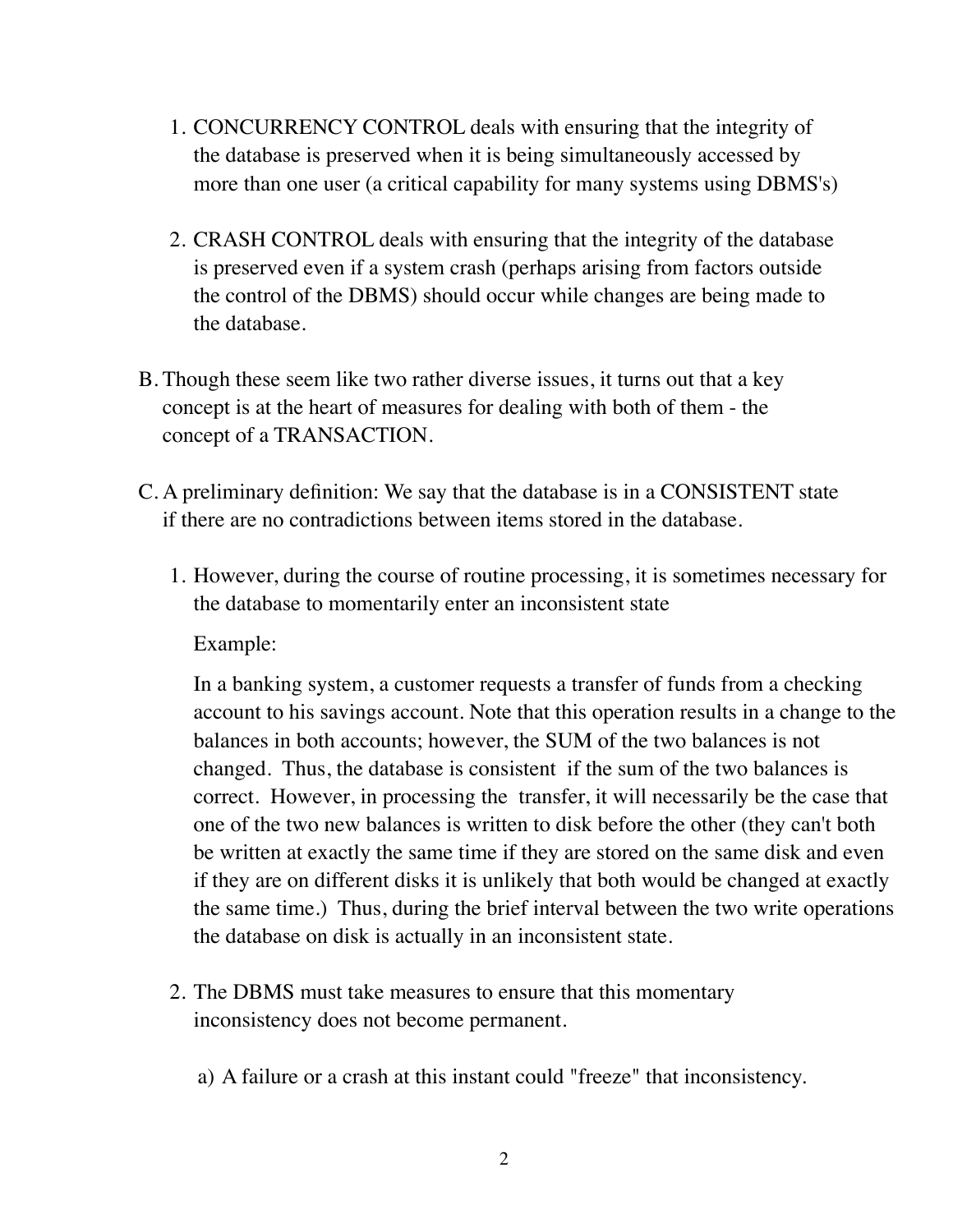1. CONCURRENCY CONTROL deals with ensuring that the integrity of the database is preserved when it is being simultaneously accessed by more than one user (a critical capability for many systems using DBMS's)

2. CRASH CONTROL deals with ensuring that the integrity of the database is preserved even if a system crash (perhaps arising from factors outside the control of the DBMS) should occur while changes are being made to the database.

B. Though these seem like two rather diverse issues, it turns out that a key concept is at the heart of measures for dealing with both of them - the concept of a TRANSACTION.

C. A preliminary definition: We say that the database is in a CONSISTENT state if there are no contradictions between items stored in the database.

1. However, during the course of routine processing, it is sometimes necessary for the database to momentarily enter an inconsistent state

   Example:

   In a banking system, a customer requests a transfer of funds from a checking account to his savings account. Note that this operation results in a change to the balances in both accounts; however, the SUM of the two balances is not changed. Thus, the database is consistent if the sum of the two balances is correct. However, in processing the transfer, it will necessarily be the case that one of the two new balances is written to disk before the other (they can't both be written at exactly the same time if they are stored on the same disk and even if they are on different disks it is unlikely that both would be changed at exactly the same time.) Thus, during the brief interval between the two write operations the database on disk is actually in an inconsistent state.

2. The DBMS must take measures to ensure that this momentary inconsistency does not become permanent.

   a) A failure or a crash at this instant could "freeze" that inconsistency.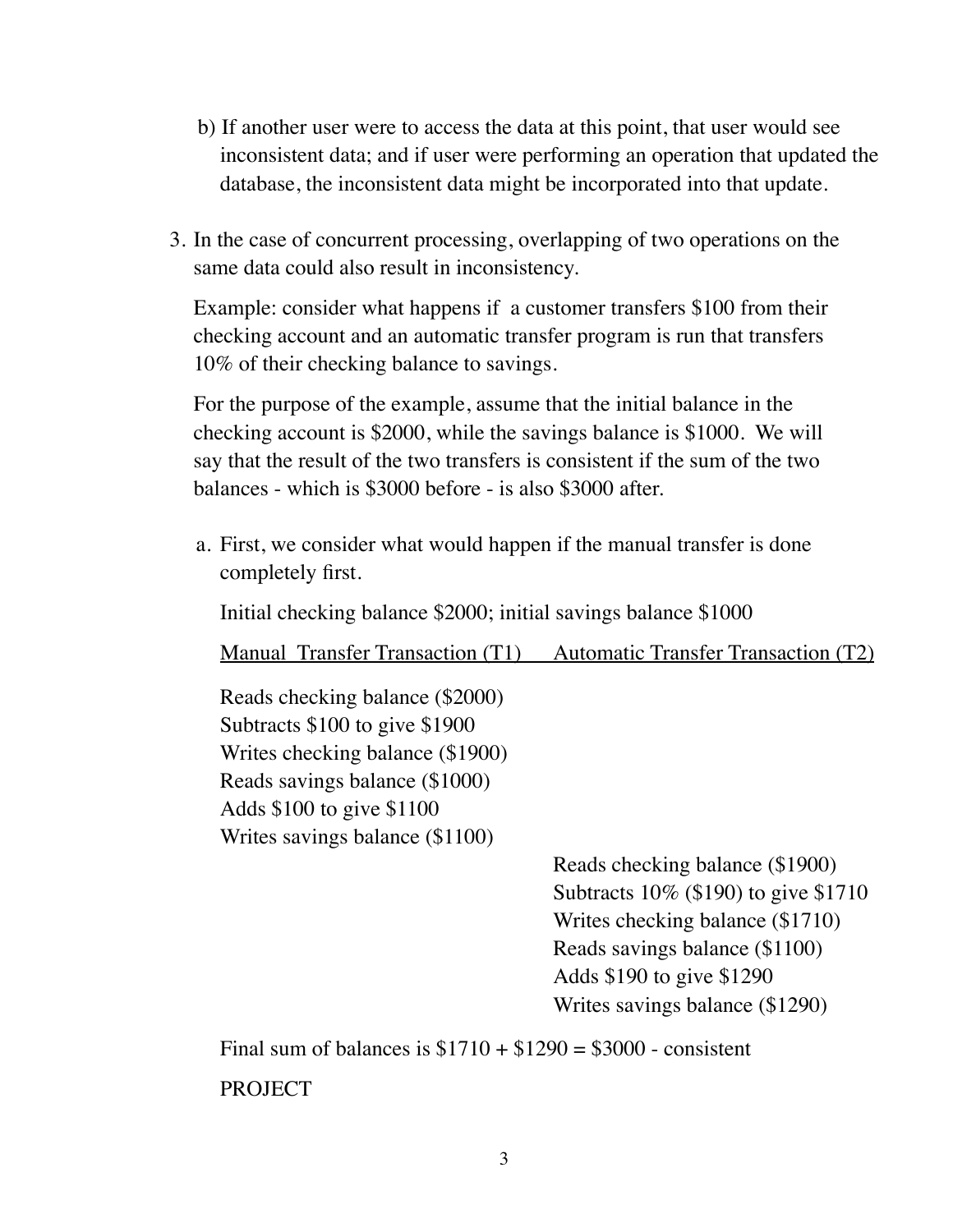b) If another user were to access the data at this point, that user would see inconsistent data; and if user were performing an operation that updated the database, the inconsistent data might be incorporated into that update.

3. In the case of concurrent processing, overlapping of two operations on the same data could also result in inconsistency.

   Example: consider what happens if a customer transfers $100 from their checking account and an automatic transfer program is run that transfers 10% of their checking balance to savings.

   For the purpose of the example, assume that the initial balance in the checking account is $2000, while the savings balance is $1000. We will say that the result of the two transfers is consistent if the sum of the two balances - which is $3000 before - is also $3000 after.

   a. First, we consider what would happen if the manual transfer is done completely first.

      Initial checking balance $2000; initial savings balance $1000

| Manual Transfer Transaction (T1) | Automatic Transfer Transaction (T2) |
| --- | --- |
| Reads checking balance ($2000) | |
| Subtracts $100 to give $1900 | |
| Writes checking balance ($1900) | |
| Reads savings balance ($1000) | |
| Adds $100 to give $1100 | |
| Writes savings balance ($1100) | |
| | Reads checking balance ($1900) |
| | Subtracts 10% ($190) to give $1710 |
| | Writes checking balance ($1710) |
| | Reads savings balance ($1100) |
| | Adds $190 to give $1290 |
| | Writes savings balance ($1290) |

      Final sum of balances is $1710 + $1290 = $3000 - consistent

      PROJECT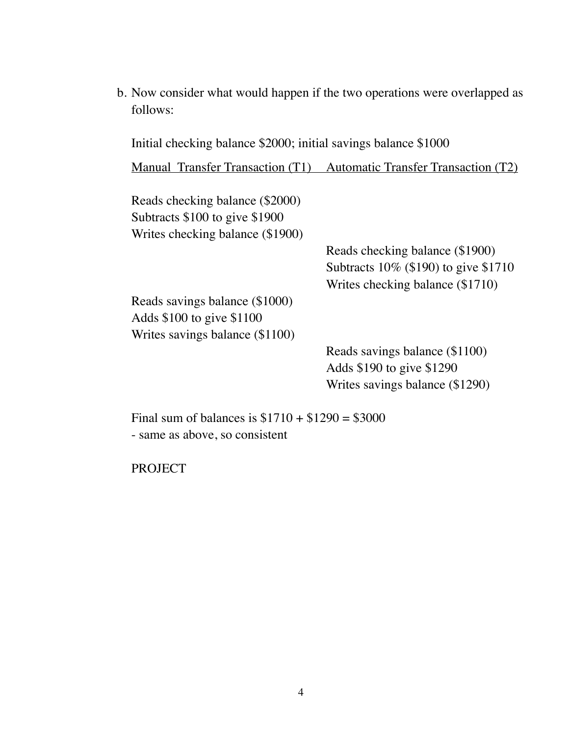b. Now consider what would happen if the two operations were overlapped as follows:

Initial checking balance $2000; initial savings balance $1000

| Manual Transfer Transaction (T1) | Automatic Transfer Transaction (T2) |
| --- | --- |
| Reads checking balance ($2000) | |
| Subtracts $100 to give $1900 | |
| Writes checking balance ($1900) | |
| | Reads checking balance ($1900) |
| | Subtracts 10% ($190) to give $1710 |
| | Writes checking balance ($1710) |
| Reads savings balance ($1000) | |
| Adds $100 to give $1100 | |
| Writes savings balance ($1100) | |
| | Reads savings balance ($1100) |
| | Adds $190 to give $1290 |
| | Writes savings balance ($1290) |

Final sum of balances is $1710 + $1290 = $3000
- same as above, so consistent

PROJECT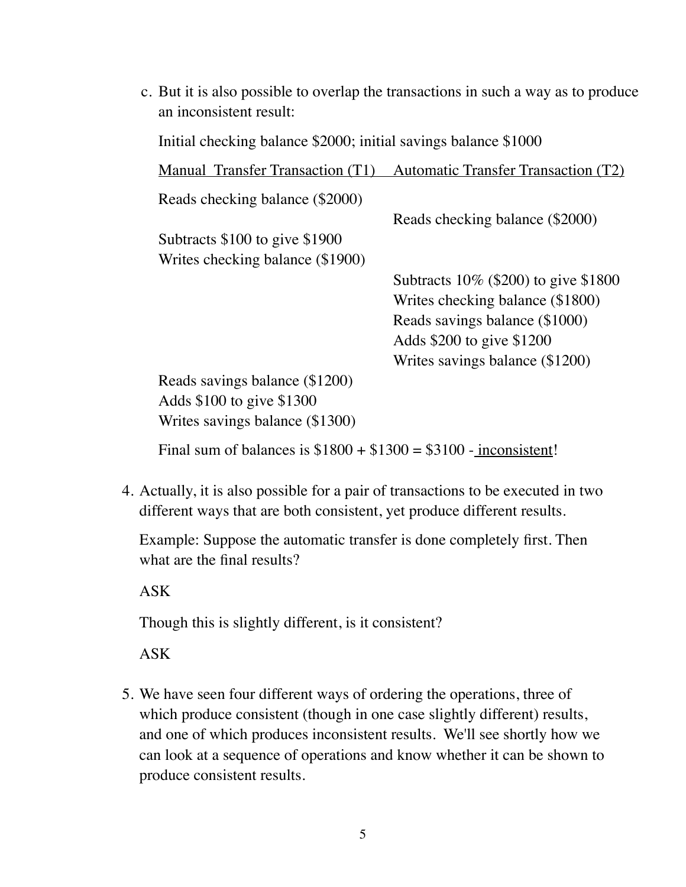c. But it is also possible to overlap the transactions in such a way as to produce an inconsistent result:

Initial checking balance \$2000; initial savings balance \$1000

| <u>Manual Transfer Transaction (T1)</u> | <u>Automatic Transfer Transaction (T2)</u> |
|---|---|
| Reads checking balance (\$2000) | |
| | Reads checking balance (\$2000) |
| Subtracts \$100 to give \$1900 | |
| Writes checking balance (\$1900) | |
| | Subtracts 10% (\$200) to give \$1800 |
| | Writes checking balance (\$1800) |
| | Reads savings balance (\$1000) |
| | Adds \$200 to give \$1200 |
| | Writes savings balance (\$1200) |
| Reads savings balance (\$1200) | |
| Adds \$100 to give \$1300 | |
| Writes savings balance (\$1300) | |

Final sum of balances is \$1800 + \$1300 = \$3100 - <u>inconsistent</u>!

4. Actually, it is also possible for a pair of transactions to be executed in two different ways that are both consistent, yet produce different results.

   Example: Suppose the automatic transfer is done completely first. Then what are the final results?

   ASK

   Though this is slightly different, is it consistent?

   ASK

5. We have seen four different ways of ordering the operations, three of which produce consistent (though in one case slightly different) results, and one of which produces inconsistent results. We'll see shortly how we can look at a sequence of operations and know whether it can be shown to produce consistent results.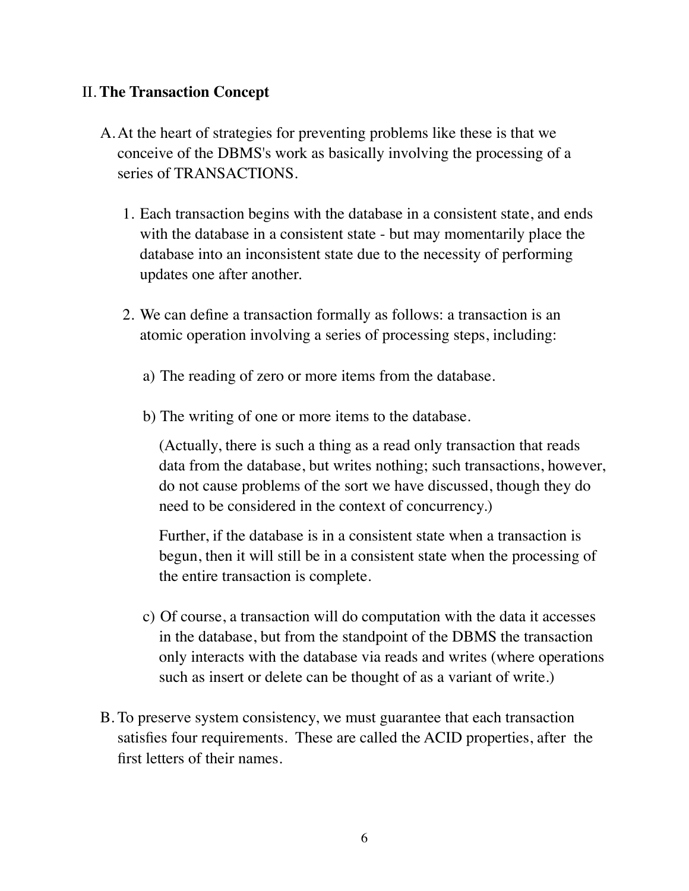## II. **The Transaction Concept**

A. At the heart of strategies for preventing problems like these is that we conceive of the DBMS's work as basically involving the processing of a series of TRANSACTIONS.

   1. Each transaction begins with the database in a consistent state, and ends with the database in a consistent state - but may momentarily place the database into an inconsistent state due to the necessity of performing updates one after another.

   2. We can define a transaction formally as follows: a transaction is an atomic operation involving a series of processing steps, including:

      a) The reading of zero or more items from the database.

      b) The writing of one or more items to the database.

      (Actually, there is such a thing as a read only transaction that reads data from the database, but writes nothing; such transactions, however, do not cause problems of the sort we have discussed, though they do need to be considered in the context of concurrency.)

      Further, if the database is in a consistent state when a transaction is begun, then it will still be in a consistent state when the processing of the entire transaction is complete.

      c) Of course, a transaction will do computation with the data it accesses in the database, but from the standpoint of the DBMS the transaction only interacts with the database via reads and writes (where operations such as insert or delete can be thought of as a variant of write.)

B. To preserve system consistency, we must guarantee that each transaction satisfies four requirements. These are called the ACID properties, after the first letters of their names.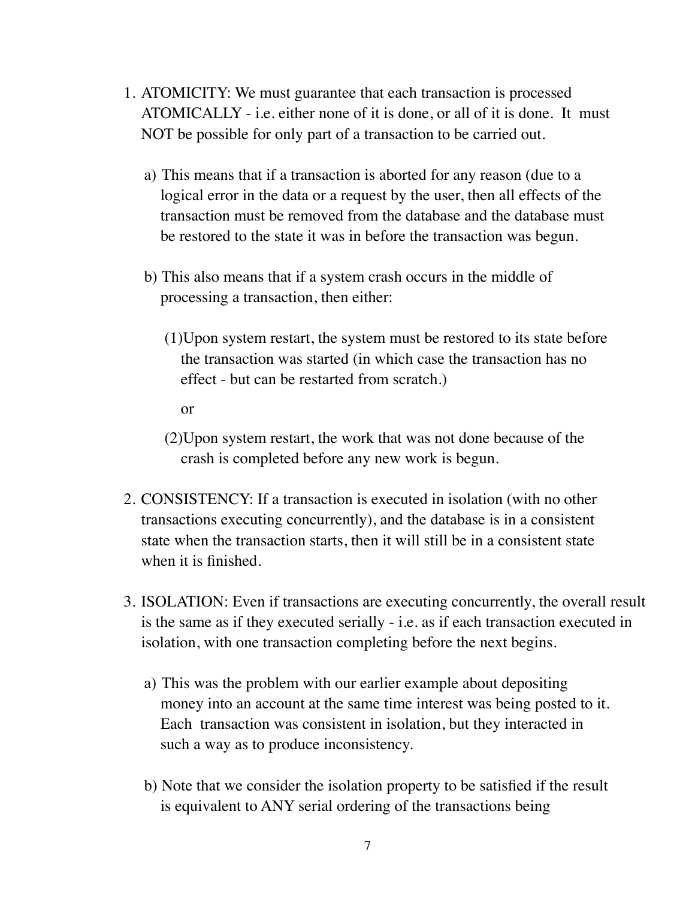1. ATOMICITY: We must guarantee that each transaction is processed ATOMICALLY - i.e. either none of it is done, or all of it is done. It must NOT be possible for only part of a transaction to be carried out.

   a) This means that if a transaction is aborted for any reason (due to a logical error in the data or a request by the user, then all effects of the transaction must be removed from the database and the database must be restored to the state it was in before the transaction was begun.

   b) This also means that if a system crash occurs in the middle of processing a transaction, then either:

      (1)Upon system restart, the system must be restored to its state before the transaction was started (in which case the transaction has no effect - but can be restarted from scratch.)

      or

      (2)Upon system restart, the work that was not done because of the crash is completed before any new work is begun.

2. CONSISTENCY: If a transaction is executed in isolation (with no other transactions executing concurrently), and the database is in a consistent state when the transaction starts, then it will still be in a consistent state when it is finished.

3. ISOLATION: Even if transactions are executing concurrently, the overall result is the same as if they executed serially - i.e. as if each transaction executed in isolation, with one transaction completing before the next begins.

   a) This was the problem with our earlier example about depositing money into an account at the same time interest was being posted to it. Each transaction was consistent in isolation, but they interacted in such a way as to produce inconsistency.

   b) Note that we consider the isolation property to be satisfied if the result is equivalent to ANY serial ordering of the transactions being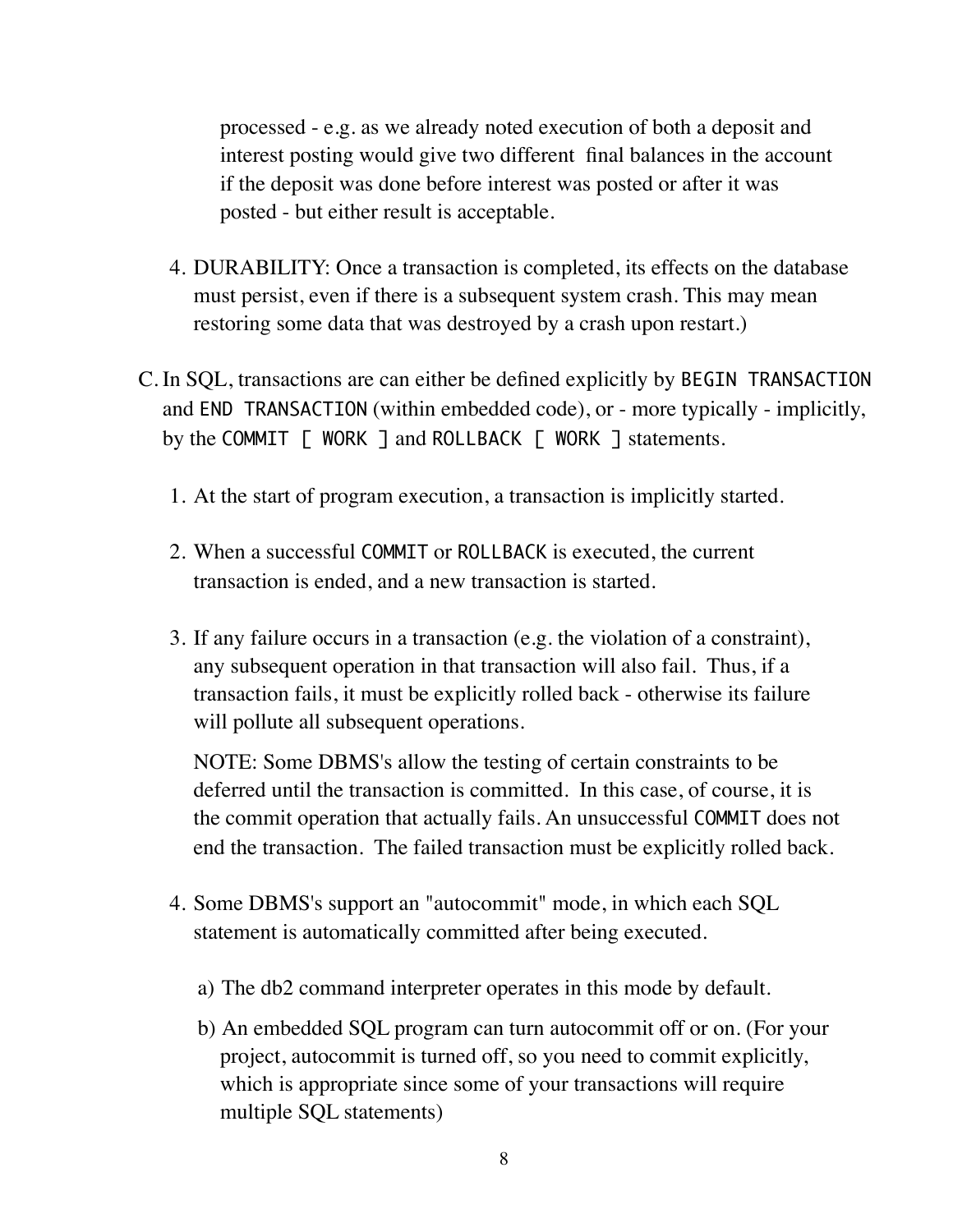processed - e.g. as we already noted execution of both a deposit and interest posting would give two different final balances in the account if the deposit was done before interest was posted or after it was posted - but either result is acceptable.

4. DURABILITY: Once a transaction is completed, its effects on the database must persist, even if there is a subsequent system crash. This may mean restoring some data that was destroyed by a crash upon restart.)

C. In SQL, transactions are can either be defined explicitly by `BEGIN TRANSACTION` and `END TRANSACTION` (within embedded code), or - more typically - implicitly, by the `COMMIT [ WORK ]` and `ROLLBACK [ WORK ]` statements.

   1. At the start of program execution, a transaction is implicitly started.

   2. When a successful `COMMIT` or `ROLLBACK` is executed, the current transaction is ended, and a new transaction is started.

   3. If any failure occurs in a transaction (e.g. the violation of a constraint), any subsequent operation in that transaction will also fail. Thus, if a transaction fails, it must be explicitly rolled back - otherwise its failure will pollute all subsequent operations.

      NOTE: Some DBMS's allow the testing of certain constraints to be deferred until the transaction is committed. In this case, of course, it is the commit operation that actually fails. An unsuccessful `COMMIT` does not end the transaction. The failed transaction must be explicitly rolled back.

   4. Some DBMS's support an "autocommit" mode, in which each SQL statement is automatically committed after being executed.

      a) The db2 command interpreter operates in this mode by default.

      b) An embedded SQL program can turn autocommit off or on. (For your project, autocommit is turned off, so you need to commit explicitly, which is appropriate since some of your transactions will require multiple SQL statements)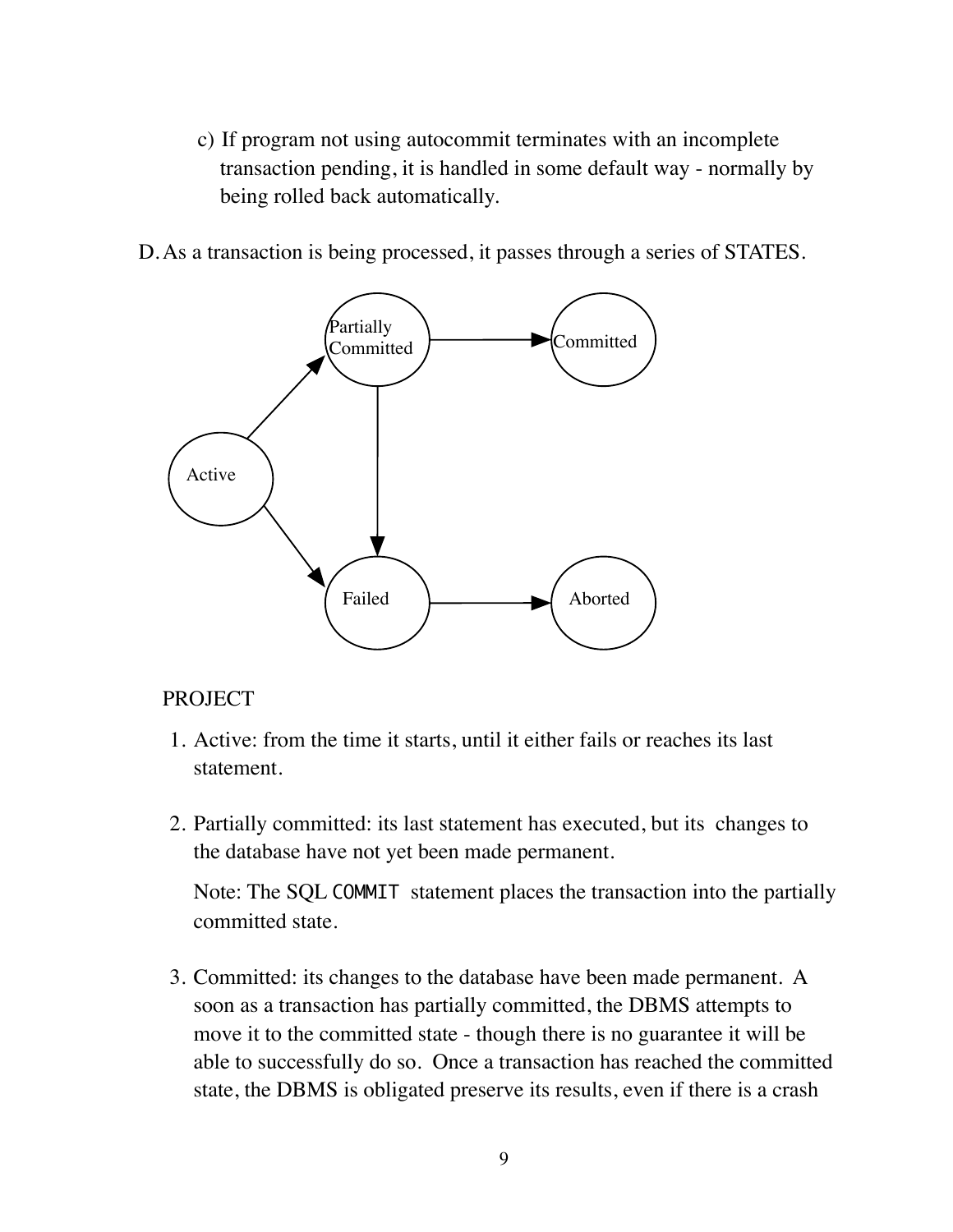c) If program not using autocommit terminates with an incomplete transaction pending, it is handled in some default way - normally by being rolled back automatically.

D. As a transaction is being processed, it passes through a series of STATES.

PROJECT

1. Active: from the time it starts, until it either fails or reaches its last statement.

2. Partially committed: its last statement has executed, but its changes to the database have not yet been made permanent.

   Note: The SQL `COMMIT` statement places the transaction into the partially committed state.

3. Committed: its changes to the database have been made permanent. A soon as a transaction has partially committed, the DBMS attempts to move it to the committed state - though there is no guarantee it will be able to successfully do so. Once a transaction has reached the committed state, the DBMS is obligated preserve its results, even if there is a crash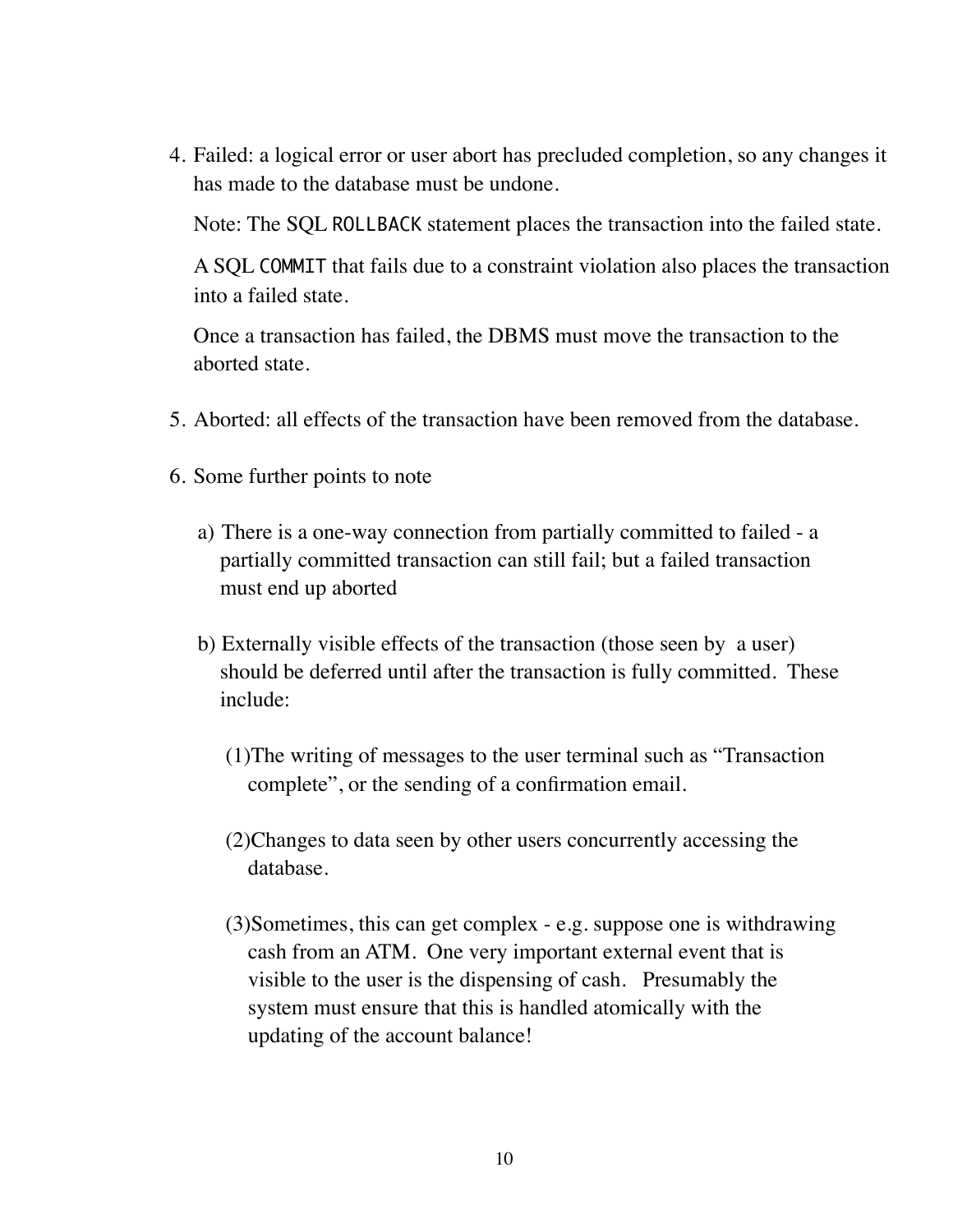4. Failed: a logical error or user abort has precluded completion, so any changes it has made to the database must be undone.

   Note: The SQL `ROLLBACK` statement places the transaction into the failed state.

   A SQL `COMMIT` that fails due to a constraint violation also places the transaction into a failed state.

   Once a transaction has failed, the DBMS must move the transaction to the aborted state.

5. Aborted: all effects of the transaction have been removed from the database.

6. Some further points to note

   a) There is a one-way connection from partially committed to failed - a partially committed transaction can still fail; but a failed transaction must end up aborted

   b) Externally visible effects of the transaction (those seen by a user) should be deferred until after the transaction is fully committed. These include:

      (1) The writing of messages to the user terminal such as "Transaction complete", or the sending of a confirmation email.

      (2) Changes to data seen by other users concurrently accessing the database.

      (3) Sometimes, this can get complex - e.g. suppose one is withdrawing cash from an ATM. One very important external event that is visible to the user is the dispensing of cash. Presumably the system must ensure that this is handled atomically with the updating of the account balance!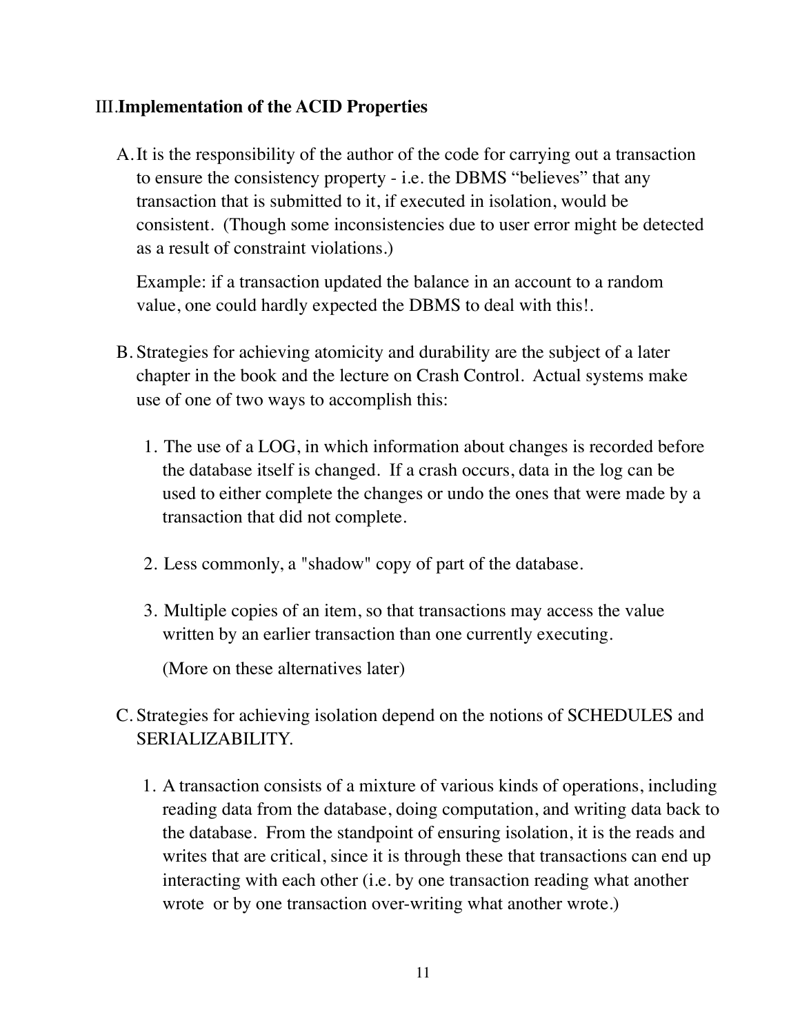## III. Implementation of the ACID Properties

A. It is the responsibility of the author of the code for carrying out a transaction to ensure the consistency property - i.e. the DBMS "believes" that any transaction that is submitted to it, if executed in isolation, would be consistent. (Though some inconsistencies due to user error might be detected as a result of constraint violations.)

   Example: if a transaction updated the balance in an account to a random value, one could hardly expected the DBMS to deal with this!.

B. Strategies for achieving atomicity and durability are the subject of a later chapter in the book and the lecture on Crash Control. Actual systems make use of one of two ways to accomplish this:

   1. The use of a LOG, in which information about changes is recorded before the database itself is changed. If a crash occurs, data in the log can be used to either complete the changes or undo the ones that were made by a transaction that did not complete.

   2. Less commonly, a "shadow" copy of part of the database.

   3. Multiple copies of an item, so that transactions may access the value written by an earlier transaction than one currently executing.

      (More on these alternatives later)

C. Strategies for achieving isolation depend on the notions of SCHEDULES and SERIALIZABILITY.

   1. A transaction consists of a mixture of various kinds of operations, including reading data from the database, doing computation, and writing data back to the database. From the standpoint of ensuring isolation, it is the reads and writes that are critical, since it is through these that transactions can end up interacting with each other (i.e. by one transaction reading what another wrote or by one transaction over-writing what another wrote.)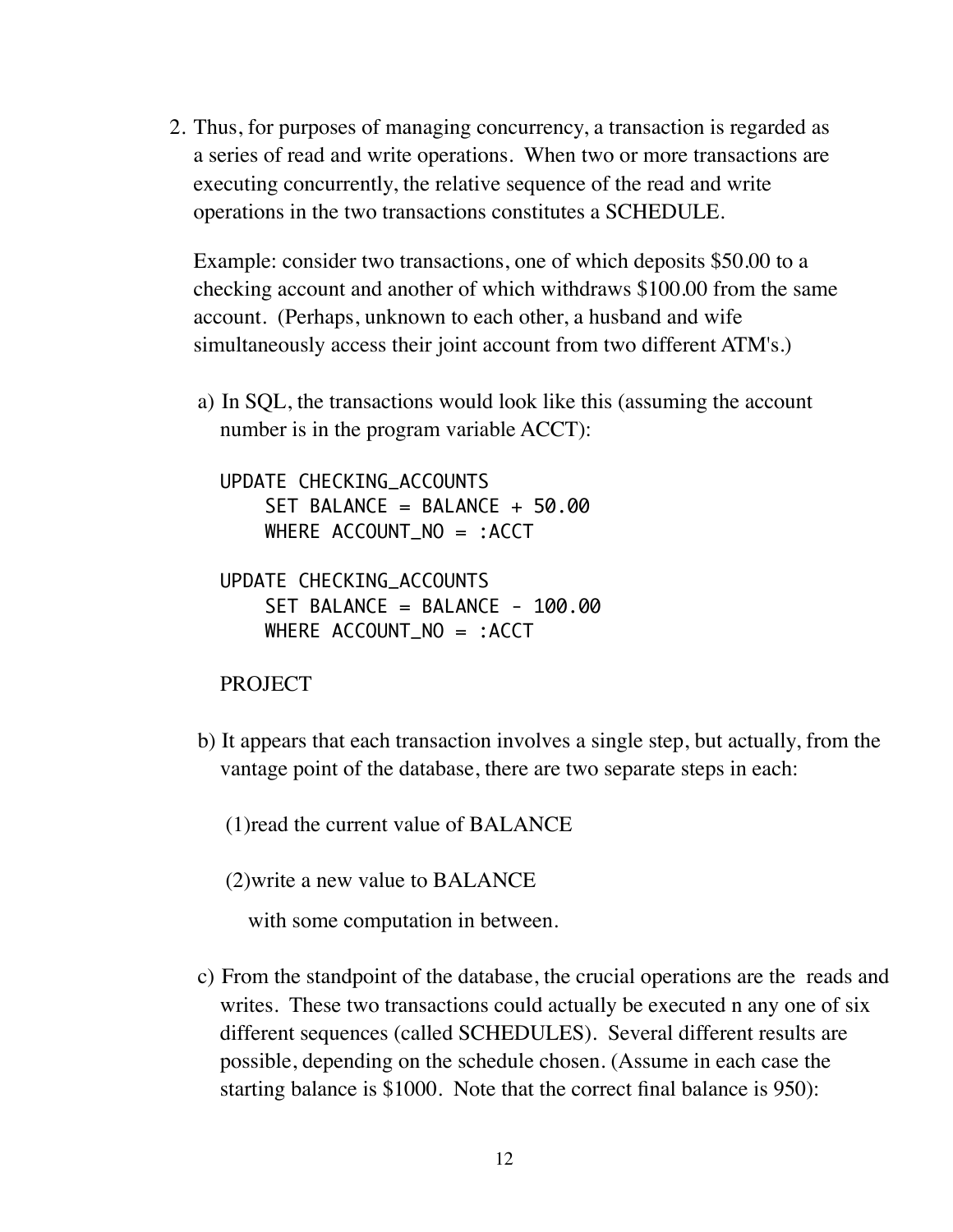2. Thus, for purposes of managing concurrency, a transaction is regarded as a series of read and write operations. When two or more transactions are executing concurrently, the relative sequence of the read and write operations in the two transactions constitutes a SCHEDULE.

   Example: consider two transactions, one of which deposits $50.00 to a checking account and another of which withdraws $100.00 from the same account. (Perhaps, unknown to each other, a husband and wife simultaneously access their joint account from two different ATM's.)

   a) In SQL, the transactions would look like this (assuming the account number is in the program variable ACCT):

   ```
   UPDATE CHECKING_ACCOUNTS
       SET BALANCE = BALANCE + 50.00
       WHERE ACCOUNT_NO = :ACCT

   UPDATE CHECKING_ACCOUNTS
       SET BALANCE = BALANCE - 100.00
       WHERE ACCOUNT_NO = :ACCT
   ```

   PROJECT

   b) It appears that each transaction involves a single step, but actually, from the vantage point of the database, there are two separate steps in each:

      (1)read the current value of BALANCE

      (2)write a new value to BALANCE

      with some computation in between.

   c) From the standpoint of the database, the crucial operations are the reads and writes. These two transactions could actually be executed n any one of six different sequences (called SCHEDULES). Several different results are possible, depending on the schedule chosen. (Assume in each case the starting balance is $1000. Note that the correct final balance is 950):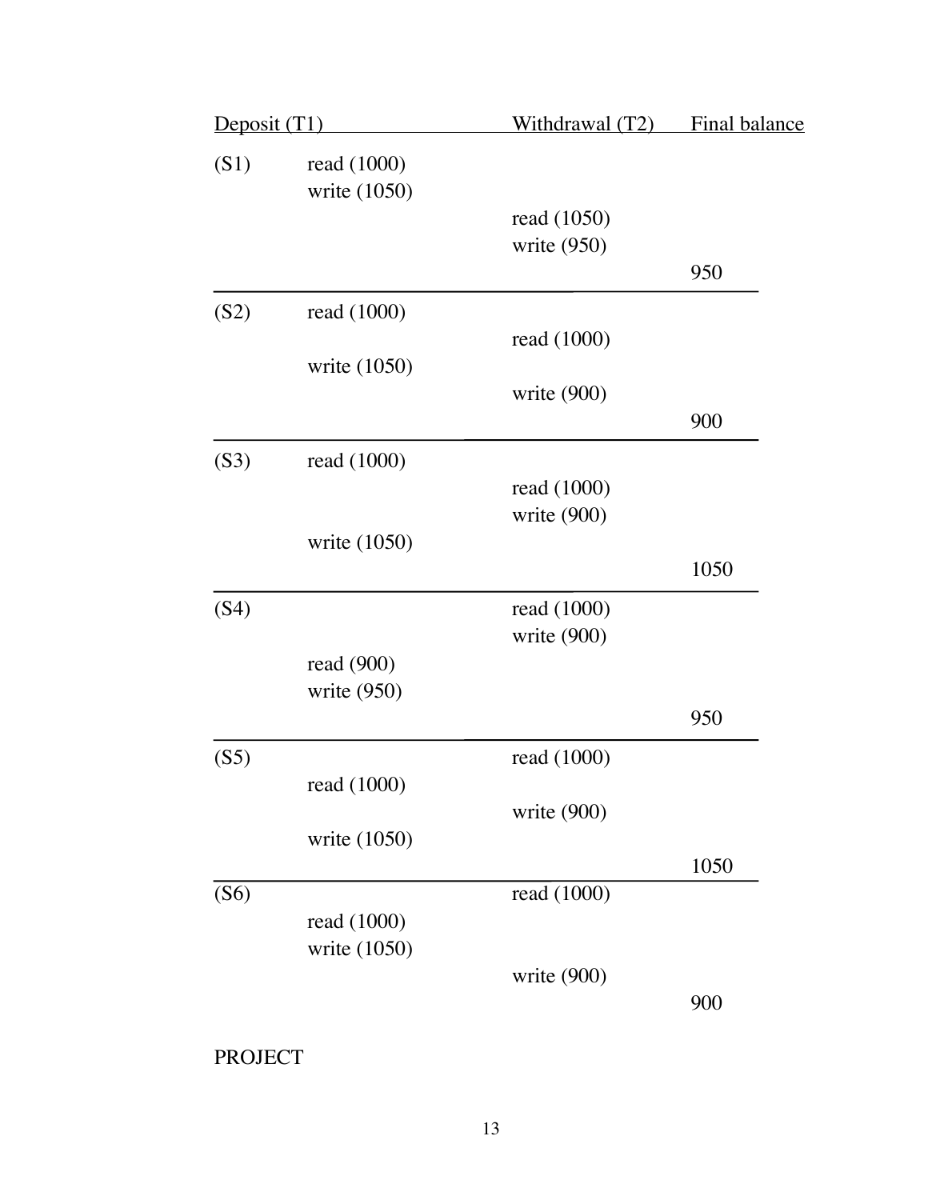| Deposit (T1) | | Withdrawal (T2) | Final balance |
|---|---|---|---|
| (S1) | read (1000) | | |
| | write (1050) | | |
| | | read (1050) | |
| | | write (950) | |
| | | | 950 |
| (S2) | read (1000) | | |
| | | read (1000) | |
| | write (1050) | | |
| | | write (900) | |
| | | | 900 |
| (S3) | read (1000) | | |
| | | read (1000) | |
| | | write (900) | |
| | write (1050) | | |
| | | | 1050 |
| (S4) | | read (1000) | |
| | | write (900) | |
| | read (900) | | |
| | write (950) | | |
| | | | 950 |
| (S5) | | read (1000) | |
| | read (1000) | | |
| | | write (900) | |
| | write (1050) | | |
| | | | 1050 |
| (S6) | | read (1000) | |
| | read (1000) | | |
| | write (1050) | | |
| | | write (900) | |
| | | | 900 |

PROJECT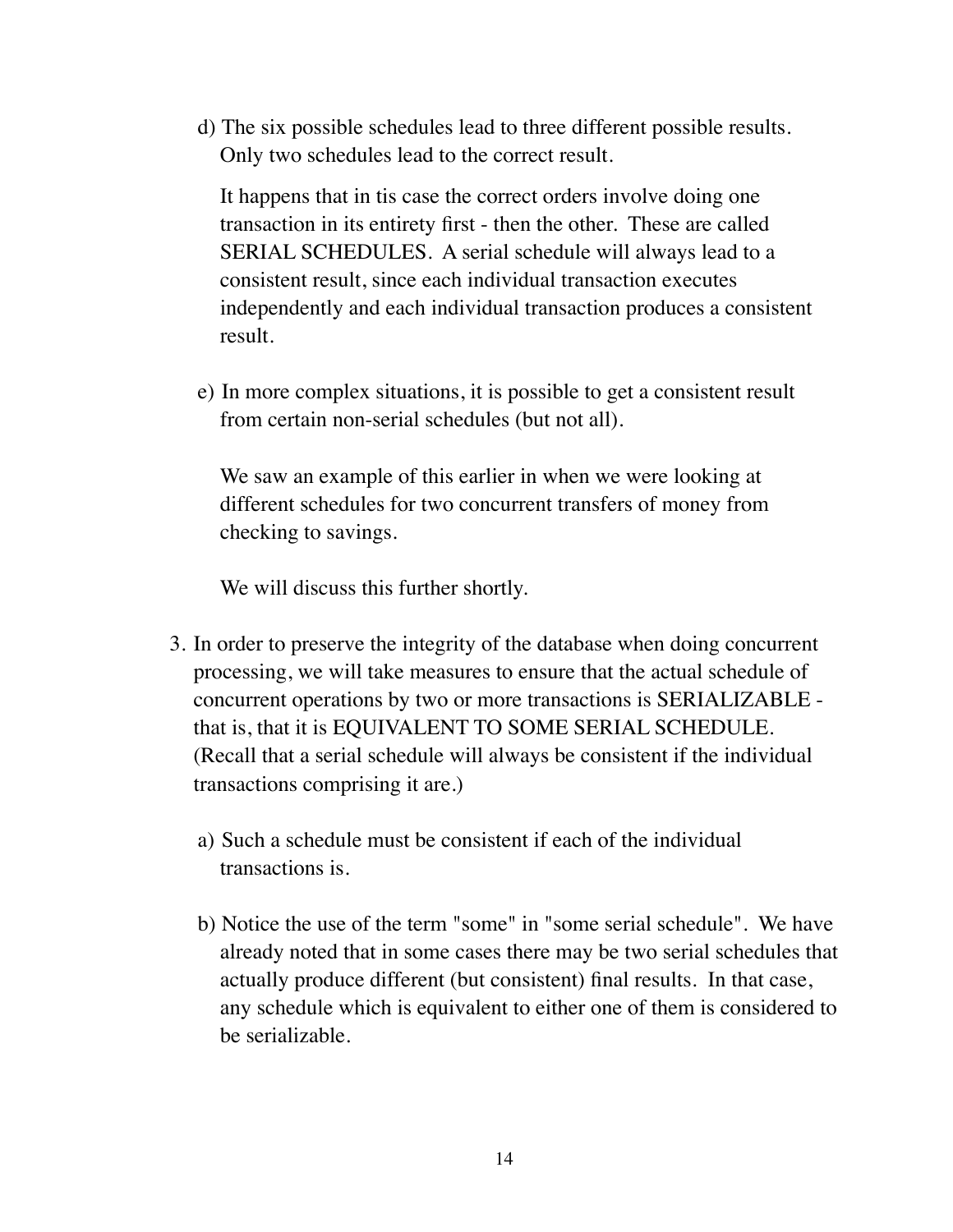d) The six possible schedules lead to three different possible results. Only two schedules lead to the correct result.

   It happens that in tis case the correct orders involve doing one transaction in its entirety first - then the other. These are called SERIAL SCHEDULES. A serial schedule will always lead to a consistent result, since each individual transaction executes independently and each individual transaction produces a consistent result.

e) In more complex situations, it is possible to get a consistent result from certain non-serial schedules (but not all).

   We saw an example of this earlier in when we were looking at different schedules for two concurrent transfers of money from checking to savings.

   We will discuss this further shortly.

3. In order to preserve the integrity of the database when doing concurrent processing, we will take measures to ensure that the actual schedule of concurrent operations by two or more transactions is SERIALIZABLE - that is, that it is EQUIVALENT TO SOME SERIAL SCHEDULE. (Recall that a serial schedule will always be consistent if the individual transactions comprising it are.)

   a) Such a schedule must be consistent if each of the individual transactions is.

   b) Notice the use of the term "some" in "some serial schedule". We have already noted that in some cases there may be two serial schedules that actually produce different (but consistent) final results. In that case, any schedule which is equivalent to either one of them is considered to be serializable.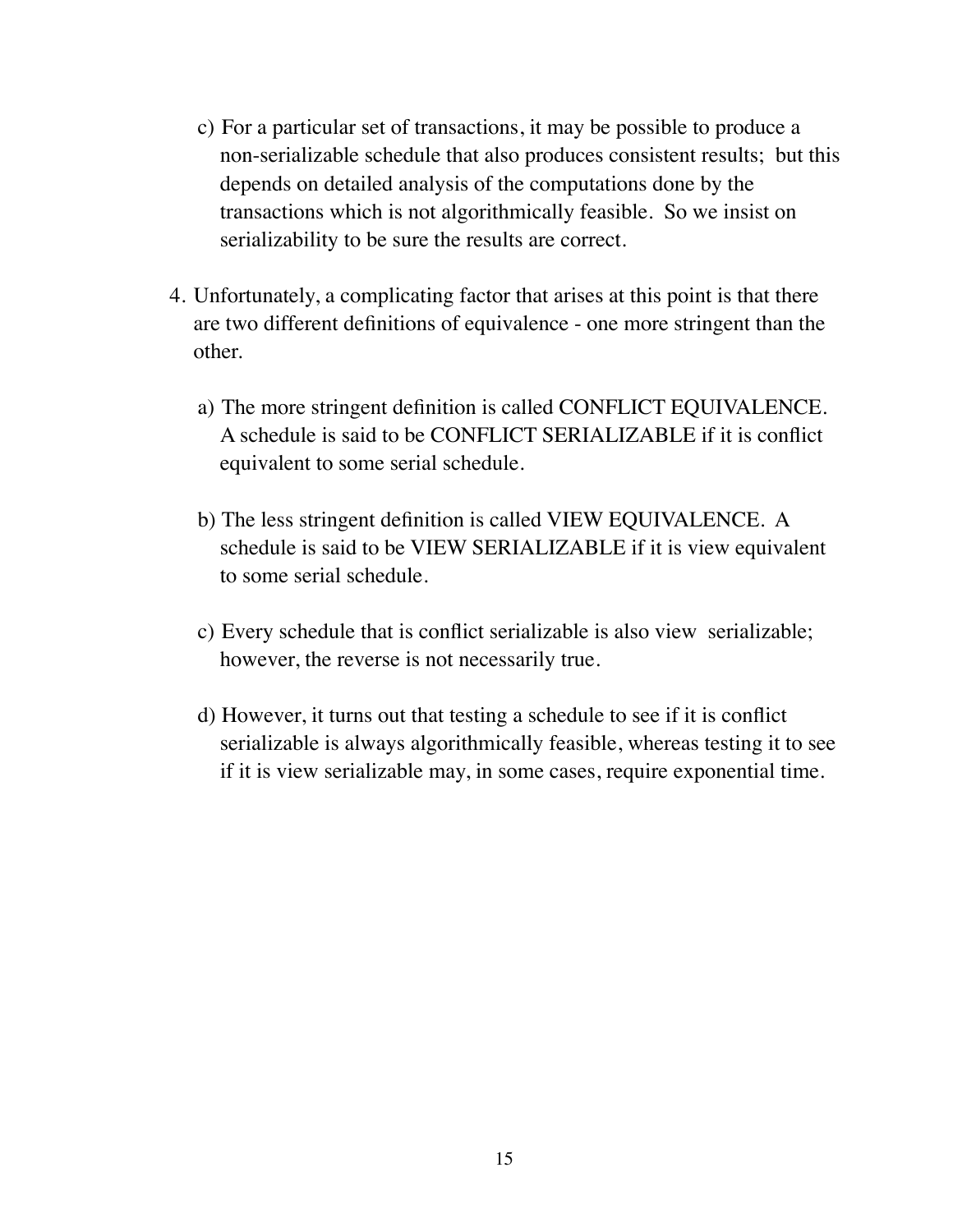c) For a particular set of transactions, it may be possible to produce a non-serializable schedule that also produces consistent results; but this depends on detailed analysis of the computations done by the transactions which is not algorithmically feasible. So we insist on serializability to be sure the results are correct.

4. Unfortunately, a complicating factor that arises at this point is that there are two different definitions of equivalence - one more stringent than the other.

   a) The more stringent definition is called CONFLICT EQUIVALENCE. A schedule is said to be CONFLICT SERIALIZABLE if it is conflict equivalent to some serial schedule.

   b) The less stringent definition is called VIEW EQUIVALENCE. A schedule is said to be VIEW SERIALIZABLE if it is view equivalent to some serial schedule.

   c) Every schedule that is conflict serializable is also view serializable; however, the reverse is not necessarily true.

   d) However, it turns out that testing a schedule to see if it is conflict serializable is always algorithmically feasible, whereas testing it to see if it is view serializable may, in some cases, require exponential time.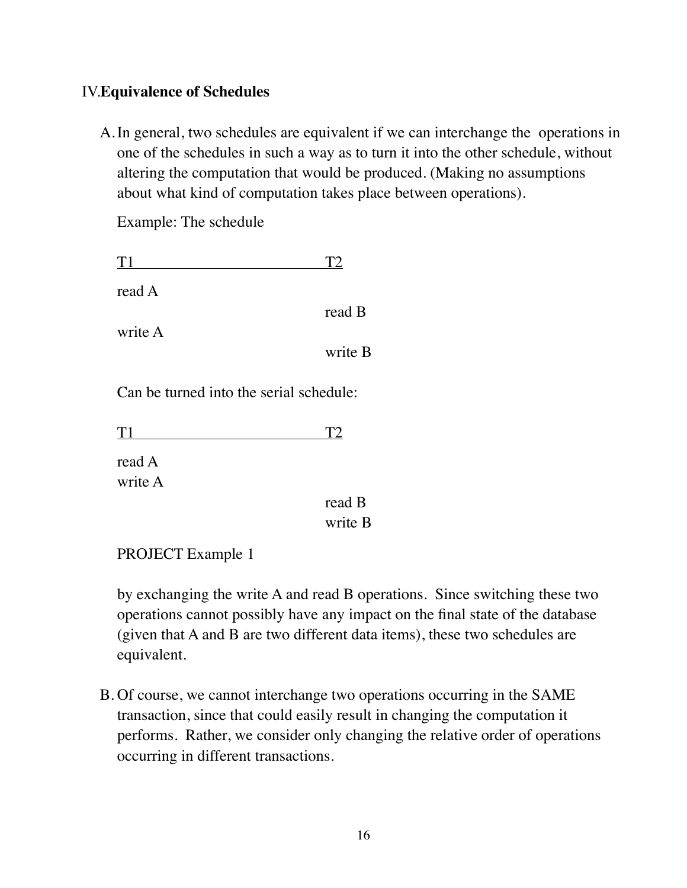## IV. Equivalence of Schedules

A. In general, two schedules are equivalent if we can interchange the operations in one of the schedules in such a way as to turn it into the other schedule, without altering the computation that would be produced. (Making no assumptions about what kind of computation takes place between operations).

   Example: The schedule

   | T1 | T2 |
   |---|---|
   | read A | |
   | | read B |
   | write A | |
   | | write B |

   Can be turned into the serial schedule:

   | T1 | T2 |
   |---|---|
   | read A | |
   | write A | |
   | | read B |
   | | write B |

   PROJECT Example 1

   by exchanging the write A and read B operations. Since switching these two operations cannot possibly have any impact on the final state of the database (given that A and B are two different data items), these two schedules are equivalent.

B. Of course, we cannot interchange two operations occurring in the SAME transaction, since that could easily result in changing the computation it performs. Rather, we consider only changing the relative order of operations occurring in different transactions.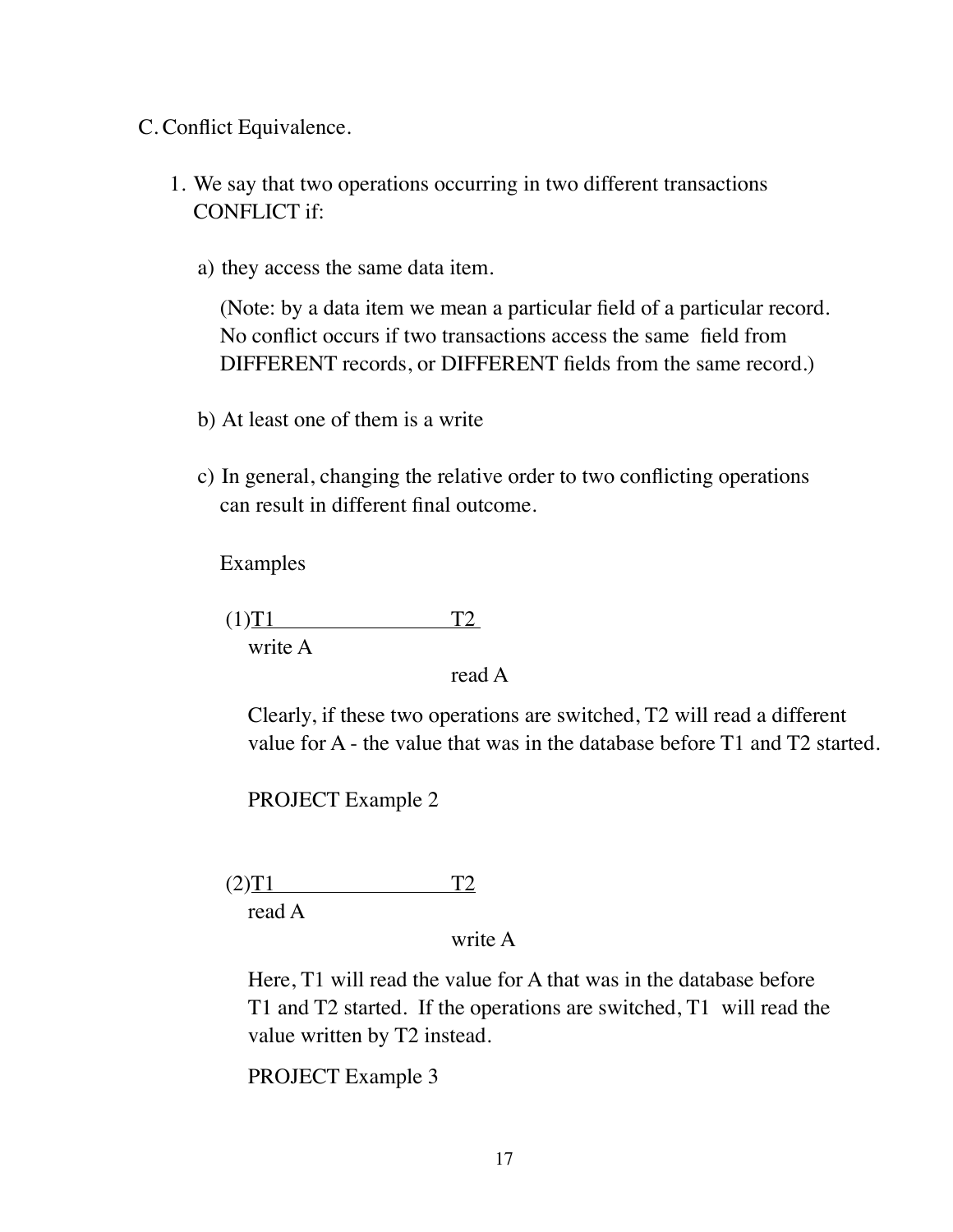C. Conflict Equivalence.

1. We say that two operations occurring in two different transactions CONFLICT if:

   a) they access the same data item.

      (Note: by a data item we mean a particular field of a particular record. No conflict occurs if two transactions access the same field from DIFFERENT records, or DIFFERENT fields from the same record.)

   b) At least one of them is a write

   c) In general, changing the relative order to two conflicting operations can result in different final outcome.

      Examples

      (1)

| T1 | T2 |
|---|---|
| write A | |
| | read A |

      Clearly, if these two operations are switched, T2 will read a different value for A - the value that was in the database before T1 and T2 started.

      PROJECT Example 2

      (2)

| T1 | T2 |
|---|---|
| read A | |
| | write A |

      Here, T1 will read the value for A that was in the database before T1 and T2 started. If the operations are switched, T1 will read the value written by T2 instead.

      PROJECT Example 3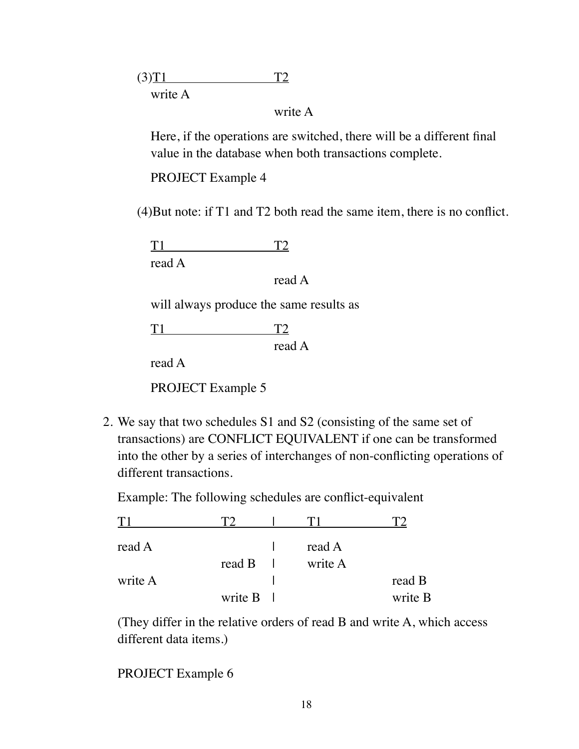(3)

| T1 | T2 |
|---|---|
| write A | |
| | write A |

Here, if the operations are switched, there will be a different final value in the database when both transactions complete.

PROJECT Example 4

(4)But note: if T1 and T2 both read the same item, there is no conflict.

| T1 | T2 |
|---|---|
| read A | |
| | read A |

will always produce the same results as

| T1 | T2 |
|---|---|
| | read A |
| read A | |

PROJECT Example 5

2. We say that two schedules S1 and S2 (consisting of the same set of transactions) are CONFLICT EQUIVALENT if one can be transformed into the other by a series of interchanges of non-conflicting operations of different transactions.

   Example: The following schedules are conflict-equivalent

   | T1 | T2 | \| | T1 | T2 |
   |---|---|---|---|---|
   | read A | | \| | read A | |
   | | read B | \| | write A | |
   | write A | | \| | | read B |
   | | write B | \| | | write B |

   (They differ in the relative orders of read B and write A, which access different data items.)

   PROJECT Example 6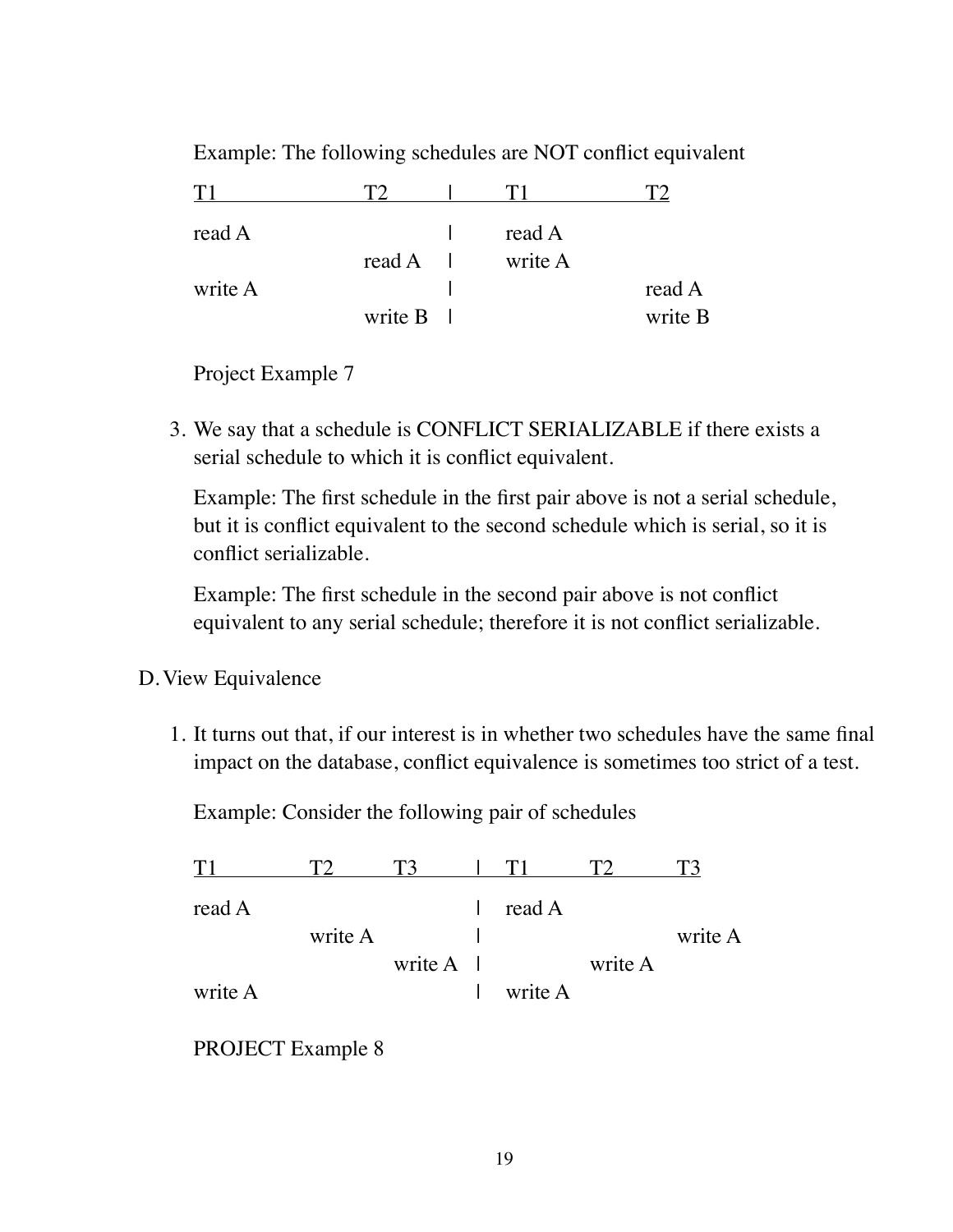Example: The following schedules are NOT conflict equivalent

| T1 | T2 | \| | T1 | T2 |
|---|---|---|---|---|
| read A | | \| | read A | |
| | read A | \| | write A | |
| write A | | \| | | read A |
| | write B | \| | | write B |

Project Example 7

3. We say that a schedule is CONFLICT SERIALIZABLE if there exists a serial schedule to which it is conflict equivalent.

   Example: The first schedule in the first pair above is not a serial schedule, but it is conflict equivalent to the second schedule which is serial, so it is conflict serializable.

   Example: The first schedule in the second pair above is not conflict equivalent to any serial schedule; therefore it is not conflict serializable.

D. View Equivalence

1. It turns out that, if our interest is in whether two schedules have the same final impact on the database, conflict equivalence is sometimes too strict of a test.

   Example: Consider the following pair of schedules

| T1 | T2 | T3 | \| | T1 | T2 | T3 |
|---|---|---|---|---|---|---|
| read A | | | \| | read A | | |
| | write A | | \| | | | write A |
| | | write A | \| | | write A | |
| write A | | | \| | write A | | |

   PROJECT Example 8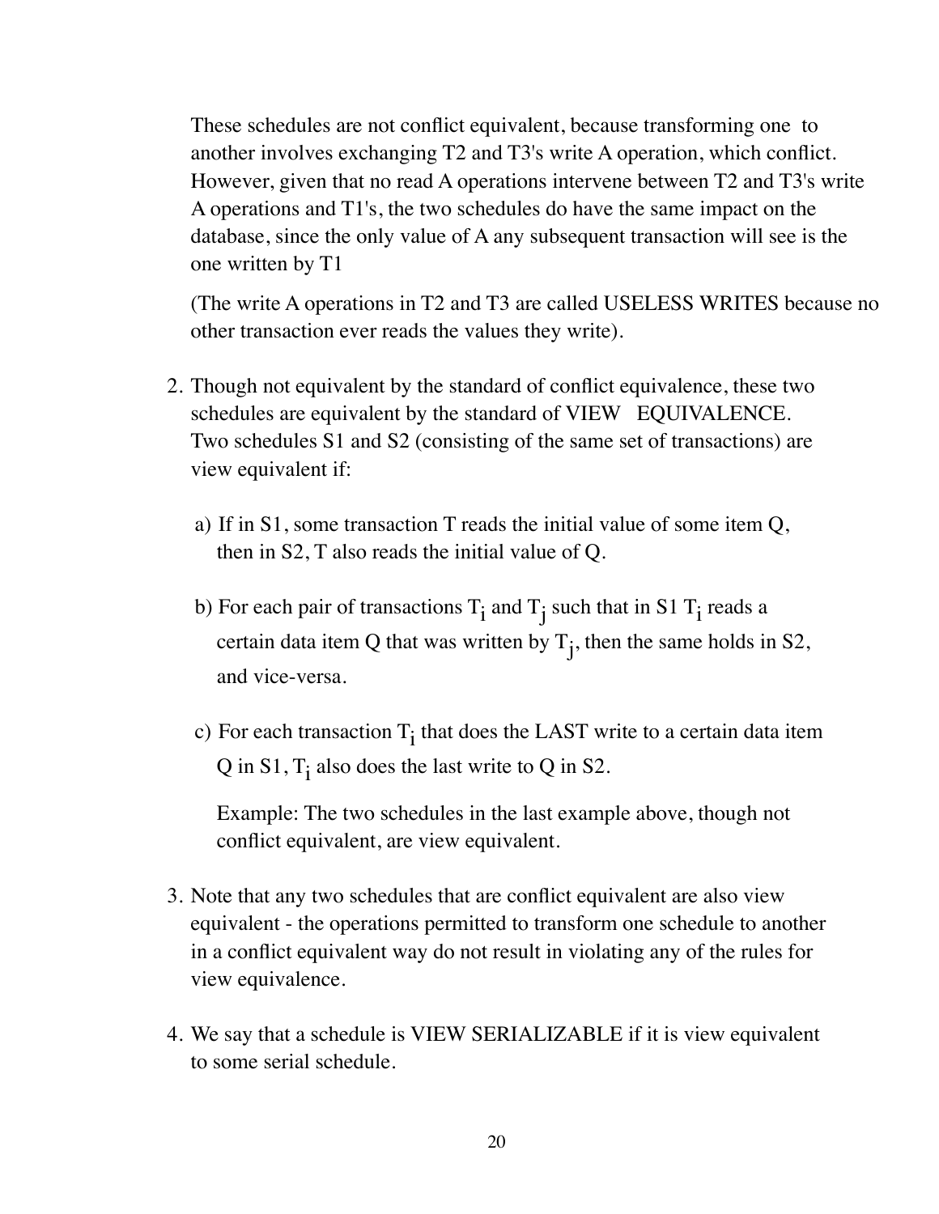These schedules are not conflict equivalent, because transforming one to another involves exchanging T2 and T3's write A operation, which conflict. However, given that no read A operations intervene between T2 and T3's write A operations and T1's, the two schedules do have the same impact on the database, since the only value of A any subsequent transaction will see is the one written by T1

(The write A operations in T2 and T3 are called USELESS WRITES because no other transaction ever reads the values they write).

2. Though not equivalent by the standard of conflict equivalence, these two schedules are equivalent by the standard of VIEW EQUIVALENCE. Two schedules S1 and S2 (consisting of the same set of transactions) are view equivalent if:

   a) If in S1, some transaction T reads the initial value of some item Q, then in S2, T also reads the initial value of Q.

   b) For each pair of transactions $T_i$ and $T_j$ such that in S1 $T_i$ reads a certain data item Q that was written by $T_j$, then the same holds in S2, and vice-versa.

   c) For each transaction $T_i$ that does the LAST write to a certain data item Q in S1, $T_i$ also does the last write to Q in S2.

   Example: The two schedules in the last example above, though not conflict equivalent, are view equivalent.

3. Note that any two schedules that are conflict equivalent are also view equivalent - the operations permitted to transform one schedule to another in a conflict equivalent way do not result in violating any of the rules for view equivalence.

4. We say that a schedule is VIEW SERIALIZABLE if it is view equivalent to some serial schedule.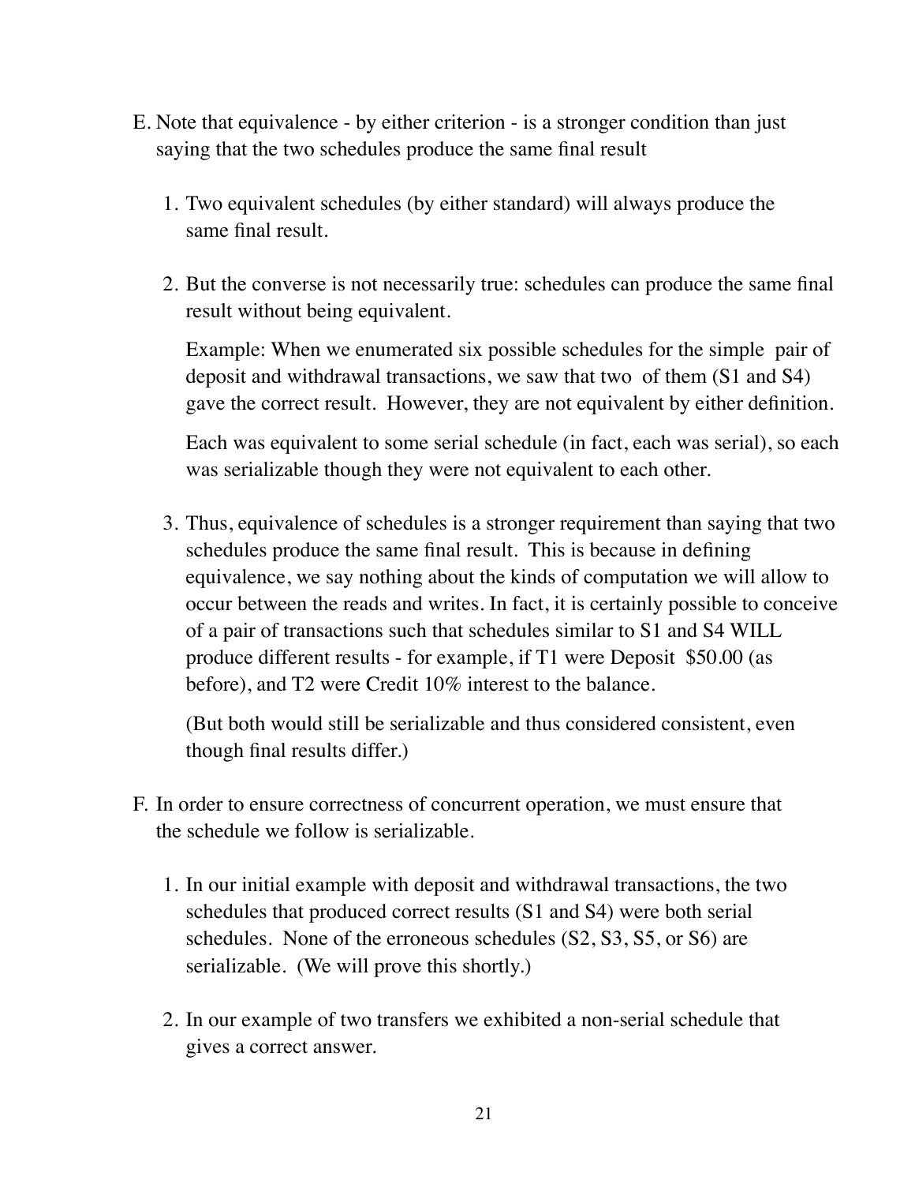E. Note that equivalence - by either criterion - is a stronger condition than just saying that the two schedules produce the same final result

   1. Two equivalent schedules (by either standard) will always produce the same final result.

   2. But the converse is not necessarily true: schedules can produce the same final result without being equivalent.

      Example: When we enumerated six possible schedules for the simple pair of deposit and withdrawal transactions, we saw that two of them (S1 and S4) gave the correct result. However, they are not equivalent by either definition.

      Each was equivalent to some serial schedule (in fact, each was serial), so each was serializable though they were not equivalent to each other.

   3. Thus, equivalence of schedules is a stronger requirement than saying that two schedules produce the same final result. This is because in defining equivalence, we say nothing about the kinds of computation we will allow to occur between the reads and writes. In fact, it is certainly possible to conceive of a pair of transactions such that schedules similar to S1 and S4 WILL produce different results - for example, if T1 were Deposit $50.00 (as before), and T2 were Credit 10% interest to the balance.

      (But both would still be serializable and thus considered consistent, even though final results differ.)

F. In order to ensure correctness of concurrent operation, we must ensure that the schedule we follow is serializable.

   1. In our initial example with deposit and withdrawal transactions, the two schedules that produced correct results (S1 and S4) were both serial schedules. None of the erroneous schedules (S2, S3, S5, or S6) are serializable. (We will prove this shortly.)

   2. In our example of two transfers we exhibited a non-serial schedule that gives a correct answer.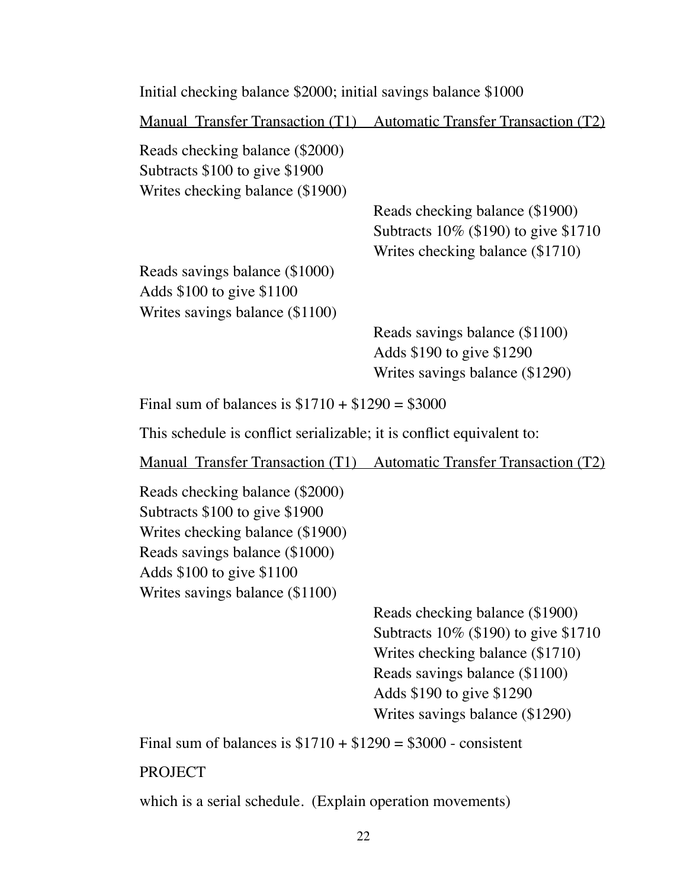Initial checking balance \$2000; initial savings balance \$1000

| Manual Transfer Transaction (T1) | Automatic Transfer Transaction (T2) |
|---|---|
| Reads checking balance (\$2000) | |
| Subtracts \$100 to give \$1900 | |
| Writes checking balance (\$1900) | |
| | Reads checking balance (\$1900) |
| | Subtracts 10% (\$190) to give \$1710 |
| | Writes checking balance (\$1710) |
| Reads savings balance (\$1000) | |
| Adds \$100 to give \$1100 | |
| Writes savings balance (\$1100) | |
| | Reads savings balance (\$1100) |
| | Adds \$190 to give \$1290 |
| | Writes savings balance (\$1290) |

Final sum of balances is \$1710 + \$1290 = \$3000

This schedule is conflict serializable; it is conflict equivalent to:

| Manual Transfer Transaction (T1) | Automatic Transfer Transaction (T2) |
|---|---|
| Reads checking balance (\$2000) | |
| Subtracts \$100 to give \$1900 | |
| Writes checking balance (\$1900) | |
| Reads savings balance (\$1000) | |
| Adds \$100 to give \$1100 | |
| Writes savings balance (\$1100) | |
| | Reads checking balance (\$1900) |
| | Subtracts 10% (\$190) to give \$1710 |
| | Writes checking balance (\$1710) |
| | Reads savings balance (\$1100) |
| | Adds \$190 to give \$1290 |
| | Writes savings balance (\$1290) |

Final sum of balances is \$1710 + \$1290 = \$3000 - consistent

PROJECT

which is a serial schedule. (Explain operation movements)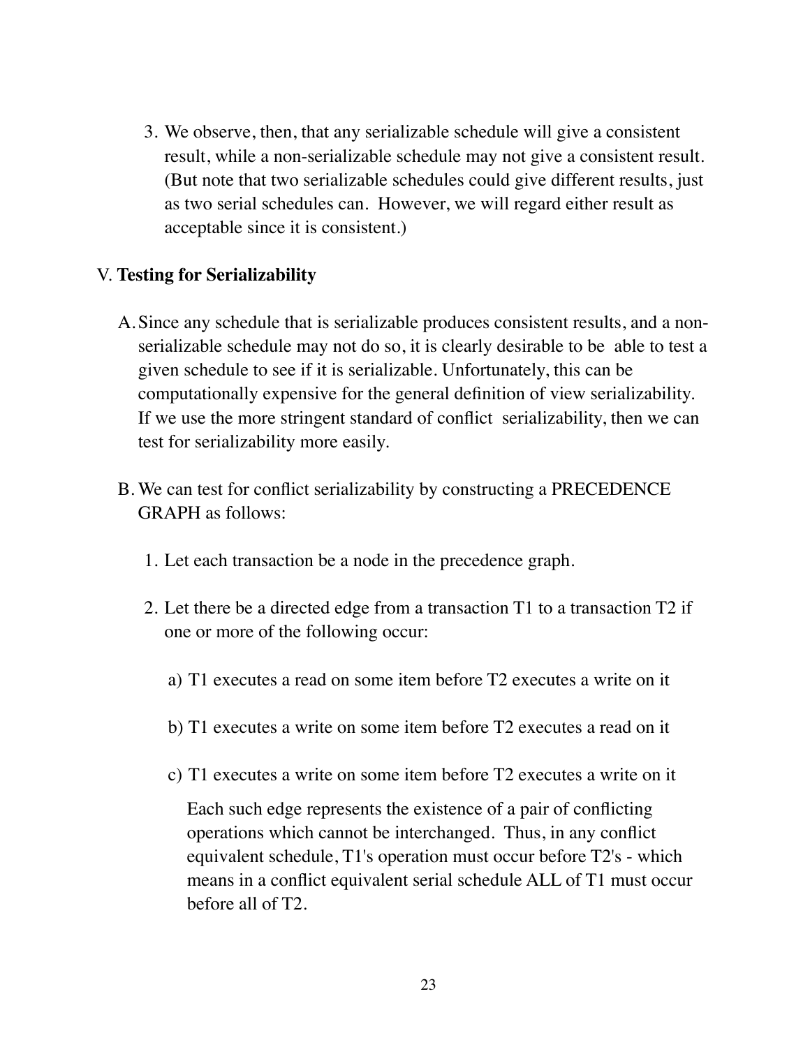3. We observe, then, that any serializable schedule will give a consistent result, while a non-serializable schedule may not give a consistent result. (But note that two serializable schedules could give different results, just as two serial schedules can. However, we will regard either result as acceptable since it is consistent.)

## V. **Testing for Serializability**

A. Since any schedule that is serializable produces consistent results, and a non-serializable schedule may not do so, it is clearly desirable to be able to test a given schedule to see if it is serializable. Unfortunately, this can be computationally expensive for the general definition of view serializability. If we use the more stringent standard of conflict serializability, then we can test for serializability more easily.

B. We can test for conflict serializability by constructing a PRECEDENCE GRAPH as follows:

   1. Let each transaction be a node in the precedence graph.

   2. Let there be a directed edge from a transaction T1 to a transaction T2 if one or more of the following occur:

      a) T1 executes a read on some item before T2 executes a write on it

      b) T1 executes a write on some item before T2 executes a read on it

      c) T1 executes a write on some item before T2 executes a write on it

      Each such edge represents the existence of a pair of conflicting operations which cannot be interchanged. Thus, in any conflict equivalent schedule, T1's operation must occur before T2's - which means in a conflict equivalent serial schedule ALL of T1 must occur before all of T2.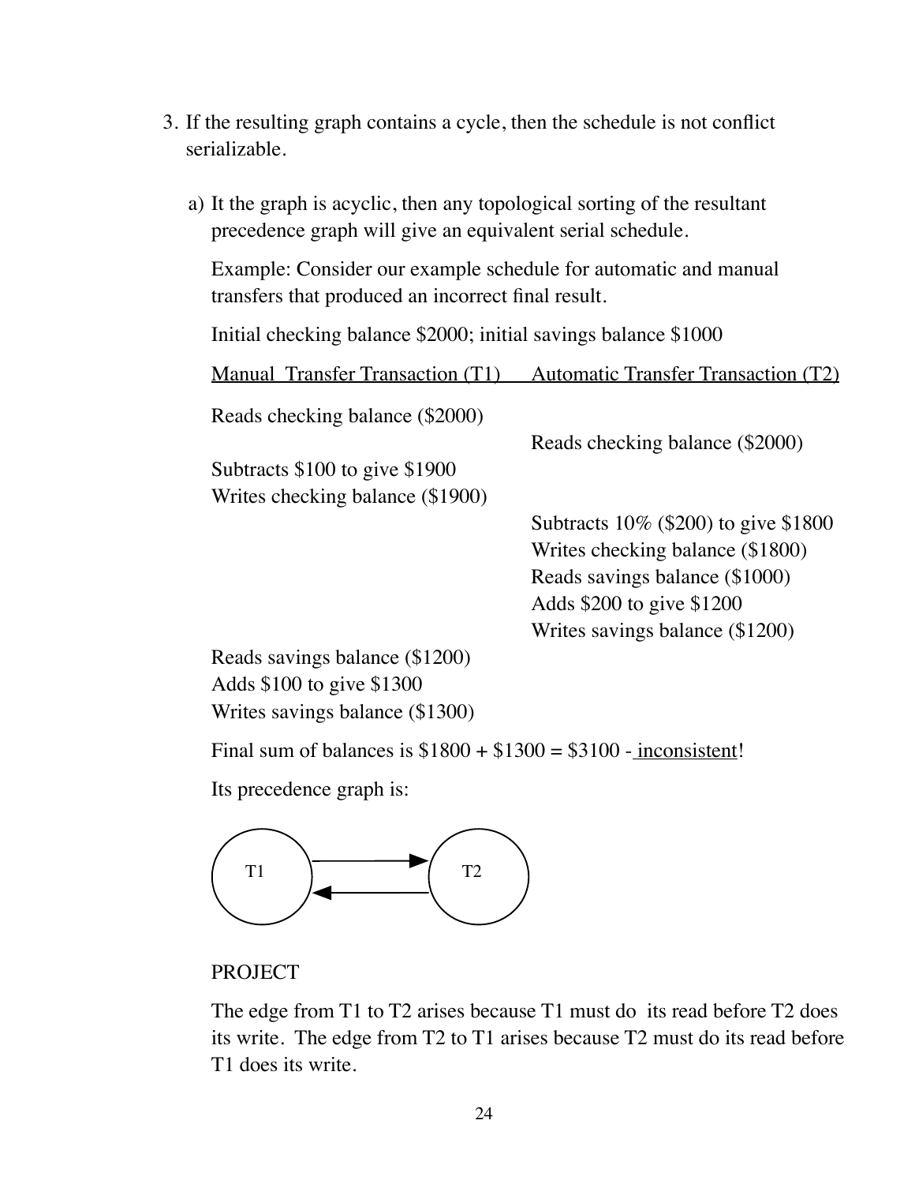3. If the resulting graph contains a cycle, then the schedule is not conflict serializable.

   a) It the graph is acyclic, then any topological sorting of the resultant precedence graph will give an equivalent serial schedule.

      Example: Consider our example schedule for automatic and manual transfers that produced an incorrect final result.

      Initial checking balance $2000; initial savings balance $1000

      | Manual Transfer Transaction (T1) | Automatic Transfer Transaction (T2) |
      |---|---|
      | Reads checking balance ($2000) | |
      | | Reads checking balance ($2000) |
      | Subtracts $100 to give $1900 | |
      | Writes checking balance ($1900) | |
      | | Subtracts 10% ($200) to give $1800 |
      | | Writes checking balance ($1800) |
      | | Reads savings balance ($1000) |
      | | Adds $200 to give $1200 |
      | | Writes savings balance ($1200) |
      | Reads savings balance ($1200) | |
      | Adds $100 to give $1300 | |
      | Writes savings balance ($1300) | |

      Final sum of balances is $1800 + $1300 = $3100 - inconsistent!

      Its precedence graph is:

      T1 → T2, T2 → T1

      PROJECT

      The edge from T1 to T2 arises because T1 must do its read before T2 does its write. The edge from T2 to T1 arises because T2 must do its read before T1 does its write.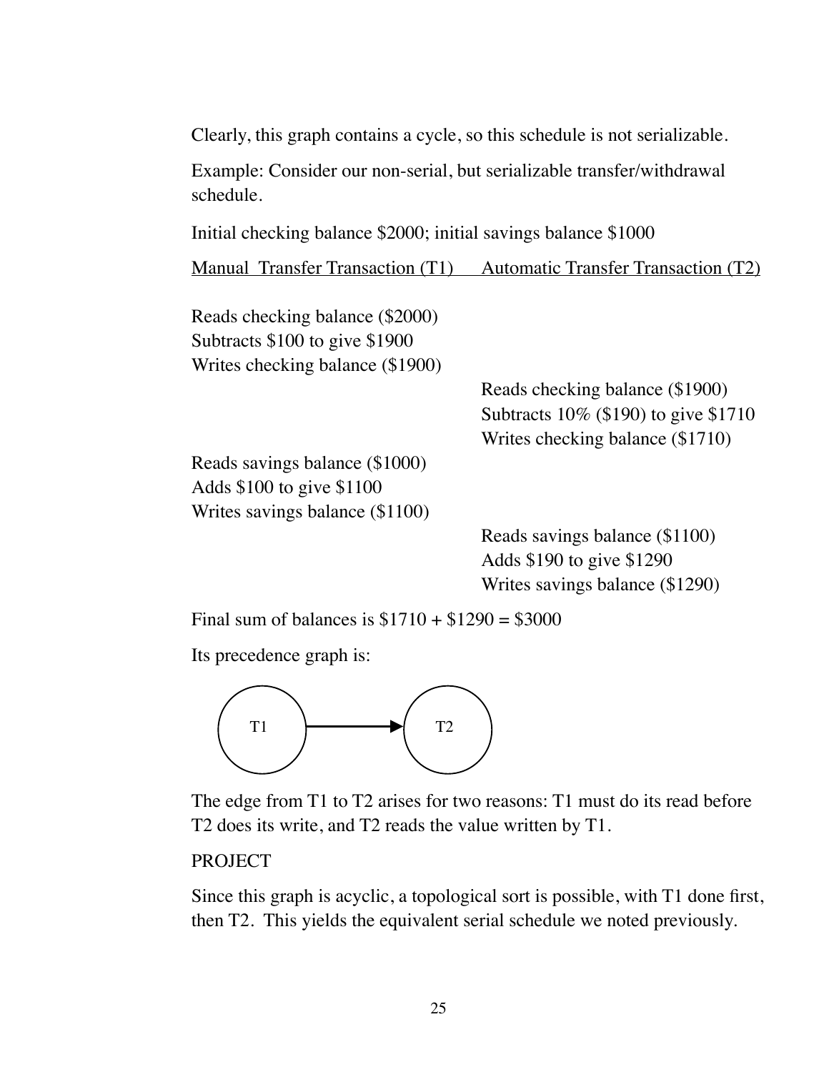Clearly, this graph contains a cycle, so this schedule is not serializable.

Example: Consider our non-serial, but serializable transfer/withdrawal schedule.

Initial checking balance $2000; initial savings balance $1000

| Manual Transfer Transaction (T1) | Automatic Transfer Transaction (T2) |
|---|---|
| Reads checking balance ($2000) | |
| Subtracts $100 to give $1900 | |
| Writes checking balance ($1900) | |
| | Reads checking balance ($1900) |
| | Subtracts 10% ($190) to give $1710 |
| | Writes checking balance ($1710) |
| Reads savings balance ($1000) | |
| Adds $100 to give $1100 | |
| Writes savings balance ($1100) | |
| | Reads savings balance ($1100) |
| | Adds $190 to give $1290 |
| | Writes savings balance ($1290) |

Final sum of balances is $1710 + $1290 = $3000

Its precedence graph is:

T1 → T2

The edge from T1 to T2 arises for two reasons: T1 must do its read before T2 does its write, and T2 reads the value written by T1.

PROJECT

Since this graph is acyclic, a topological sort is possible, with T1 done first, then T2. This yields the equivalent serial schedule we noted previously.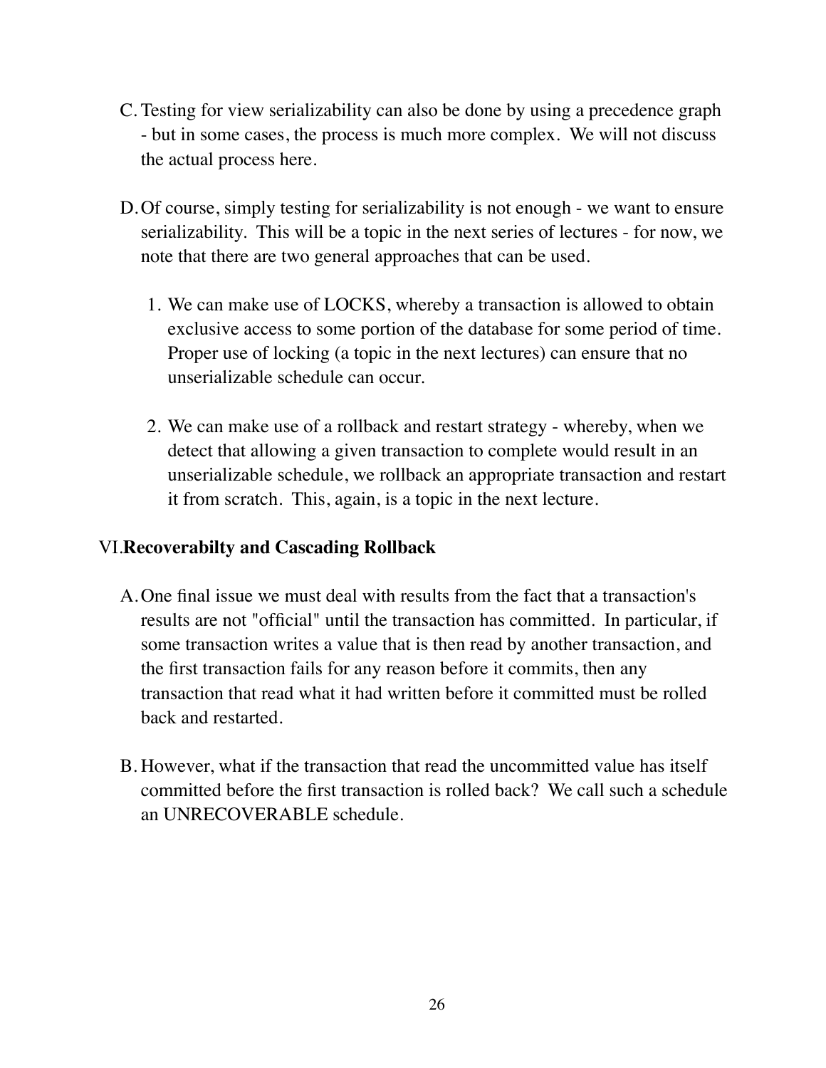C. Testing for view serializability can also be done by using a precedence graph - but in some cases, the process is much more complex. We will not discuss the actual process here.

D. Of course, simply testing for serializability is not enough - we want to ensure serializability. This will be a topic in the next series of lectures - for now, we note that there are two general approaches that can be used.

   1. We can make use of LOCKS, whereby a transaction is allowed to obtain exclusive access to some portion of the database for some period of time. Proper use of locking (a topic in the next lectures) can ensure that no unserializable schedule can occur.

   2. We can make use of a rollback and restart strategy - whereby, when we detect that allowing a given transaction to complete would result in an unserializable schedule, we rollback an appropriate transaction and restart it from scratch. This, again, is a topic in the next lecture.

## VI. **Recoverabilty and Cascading Rollback**

A. One final issue we must deal with results from the fact that a transaction's results are not "official" until the transaction has committed. In particular, if some transaction writes a value that is then read by another transaction, and the first transaction fails for any reason before it commits, then any transaction that read what it had written before it committed must be rolled back and restarted.

B. However, what if the transaction that read the uncommitted value has itself committed before the first transaction is rolled back? We call such a schedule an UNRECOVERABLE schedule.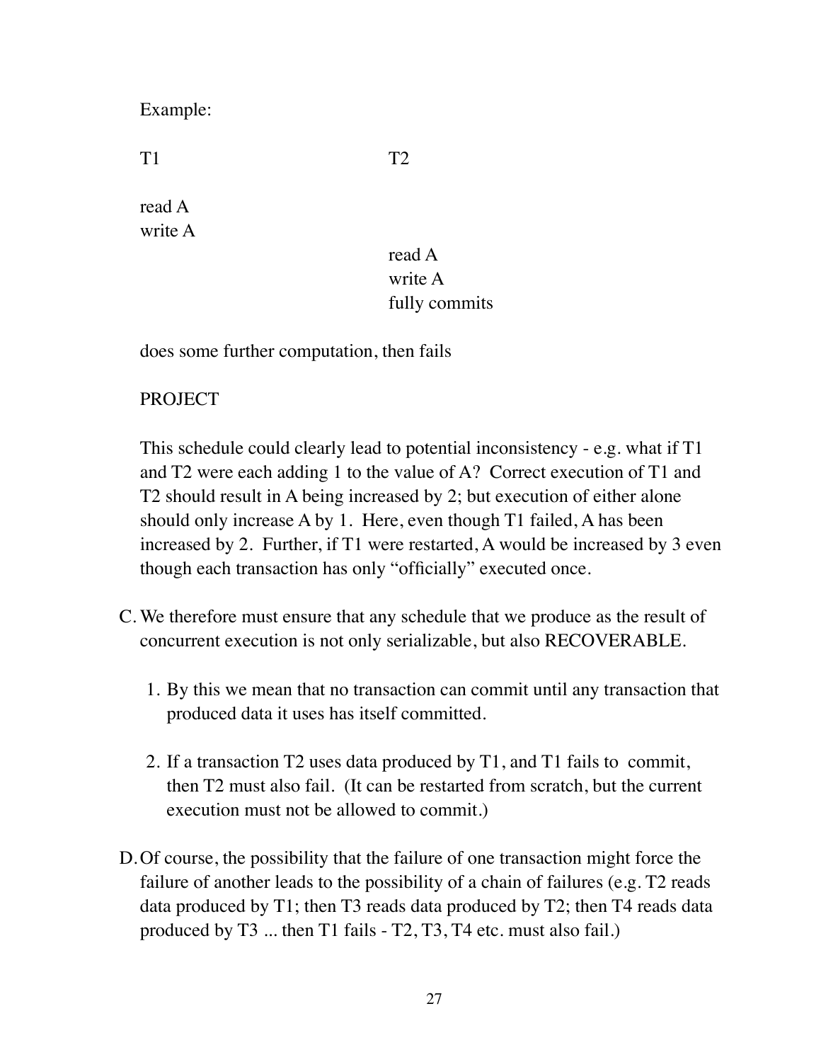Example:

| T1 | T2 |
|---|---|
| read A | |
| write A | |
| | read A |
| | write A |
| | fully commits |

does some further computation, then fails

PROJECT

This schedule could clearly lead to potential inconsistency - e.g. what if T1 and T2 were each adding 1 to the value of A? Correct execution of T1 and T2 should result in A being increased by 2; but execution of either alone should only increase A by 1. Here, even though T1 failed, A has been increased by 2. Further, if T1 were restarted, A would be increased by 3 even though each transaction has only “officially” executed once.

C. We therefore must ensure that any schedule that we produce as the result of concurrent execution is not only serializable, but also RECOVERABLE.

   1. By this we mean that no transaction can commit until any transaction that produced data it uses has itself committed.

   2. If a transaction T2 uses data produced by T1, and T1 fails to commit, then T2 must also fail. (It can be restarted from scratch, but the current execution must not be allowed to commit.)

D. Of course, the possibility that the failure of one transaction might force the failure of another leads to the possibility of a chain of failures (e.g. T2 reads data produced by T1; then T3 reads data produced by T2; then T4 reads data produced by T3 ... then T1 fails - T2, T3, T4 etc. must also fail.)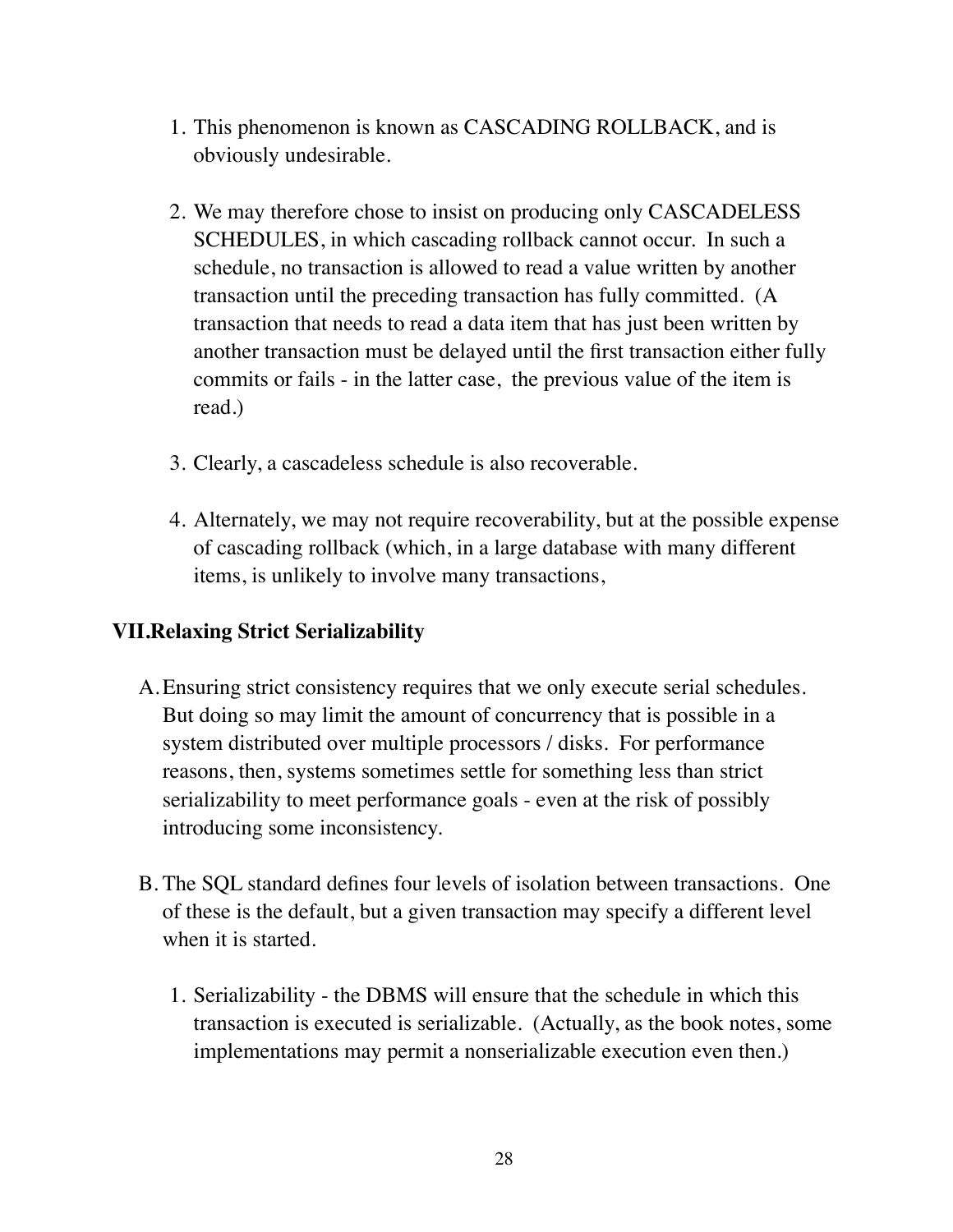1. This phenomenon is known as CASCADING ROLLBACK, and is obviously undesirable.

2. We may therefore chose to insist on producing only CASCADELESS SCHEDULES, in which cascading rollback cannot occur. In such a schedule, no transaction is allowed to read a value written by another transaction until the preceding transaction has fully committed. (A transaction that needs to read a data item that has just been written by another transaction must be delayed until the first transaction either fully commits or fails - in the latter case, the previous value of the item is read.)

3. Clearly, a cascadeless schedule is also recoverable.

4. Alternately, we may not require recoverability, but at the possible expense of cascading rollback (which, in a large database with many different items, is unlikely to involve many transactions,

## VII. Relaxing Strict Serializability

A. Ensuring strict consistency requires that we only execute serial schedules. But doing so may limit the amount of concurrency that is possible in a system distributed over multiple processors / disks. For performance reasons, then, systems sometimes settle for something less than strict serializability to meet performance goals - even at the risk of possibly introducing some inconsistency.

B. The SQL standard defines four levels of isolation between transactions. One of these is the default, but a given transaction may specify a different level when it is started.

   1. Serializability - the DBMS will ensure that the schedule in which this transaction is executed is serializable. (Actually, as the book notes, some implementations may permit a nonserializable execution even then.)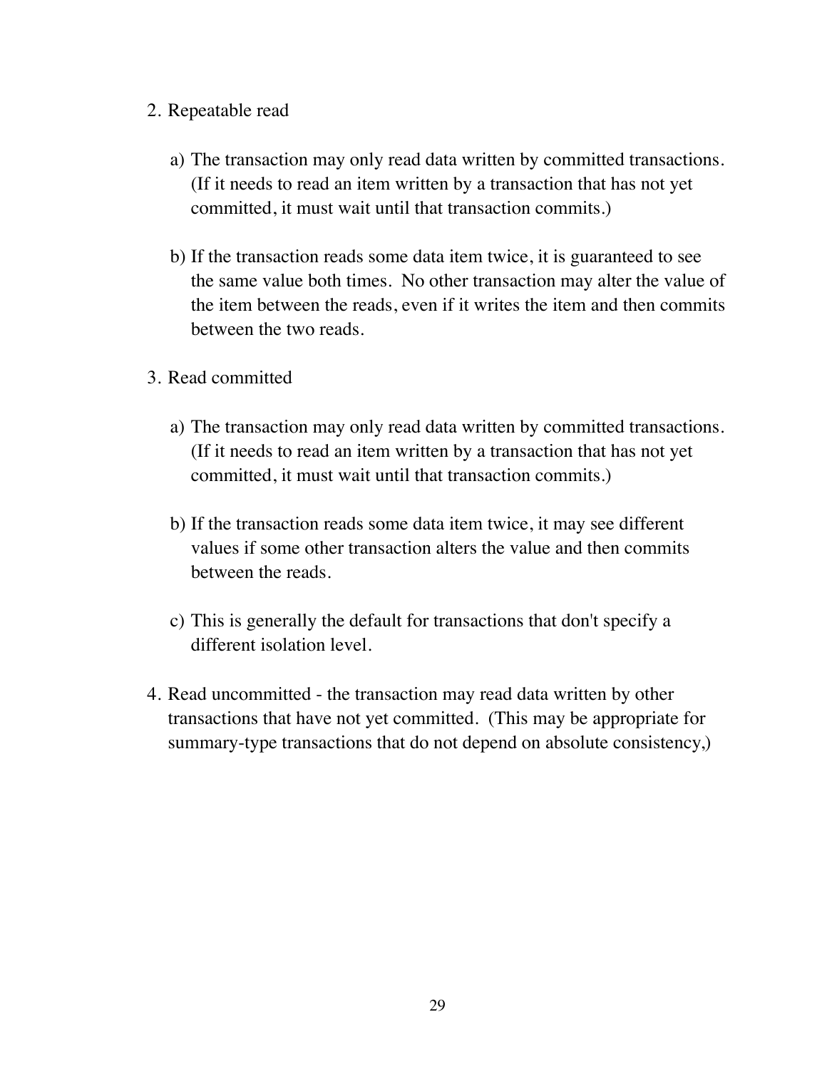2. Repeatable read

   a) The transaction may only read data written by committed transactions. (If it needs to read an item written by a transaction that has not yet committed, it must wait until that transaction commits.)

   b) If the transaction reads some data item twice, it is guaranteed to see the same value both times. No other transaction may alter the value of the item between the reads, even if it writes the item and then commits between the two reads.

3. Read committed

   a) The transaction may only read data written by committed transactions. (If it needs to read an item written by a transaction that has not yet committed, it must wait until that transaction commits.)

   b) If the transaction reads some data item twice, it may see different values if some other transaction alters the value and then commits between the reads.

   c) This is generally the default for transactions that don't specify a different isolation level.

4. Read uncommitted - the transaction may read data written by other transactions that have not yet committed. (This may be appropriate for summary-type transactions that do not depend on absolute consistency,)